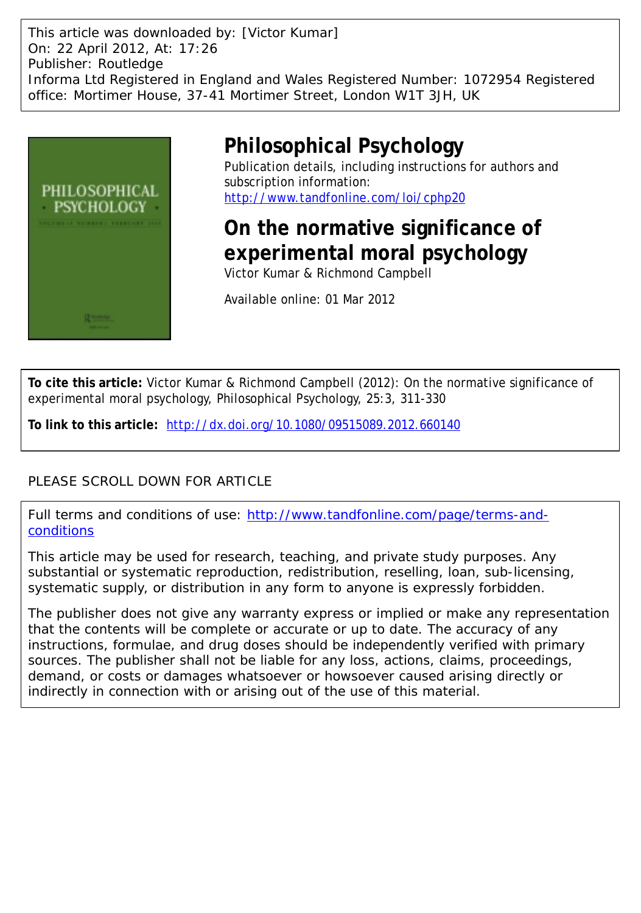This article was downloaded by: [Victor Kumar]
On: 22 April 2012, At: 17:26
Publisher: Routledge
Informa Ltd Registered in England and Wales Registered Number: 1072954 Registered office: Mortimer House, 37-41 Mortimer Street, London W1T 3JH, UK

# Philosophical Psychology

Publication details, including instructions for authors and subscription information:
http://www.tandfonline.com/loi/cphp20

## On the normative significance of experimental moral psychology

Victor Kumar & Richmond Campbell

Available online: 01 Mar 2012

**To cite this article:** Victor Kumar & Richmond Campbell (2012): On the normative significance of experimental moral psychology, Philosophical Psychology, 25:3, 311-330

**To link to this article:** http://dx.doi.org/10.1080/09515089.2012.660140

PLEASE SCROLL DOWN FOR ARTICLE

Full terms and conditions of use: http://www.tandfonline.com/page/terms-and-conditions

This article may be used for research, teaching, and private study purposes. Any substantial or systematic reproduction, redistribution, reselling, loan, sub-licensing, systematic supply, or distribution in any form to anyone is expressly forbidden.

The publisher does not give any warranty express or implied or make any representation that the contents will be complete or accurate or up to date. The accuracy of any instructions, formulae, and drug doses should be independently verified with primary sources. The publisher shall not be liable for any loss, actions, claims, proceedings, demand, or costs or damages whatsoever or howsoever caused arising directly or indirectly in connection with or arising out of the use of this material.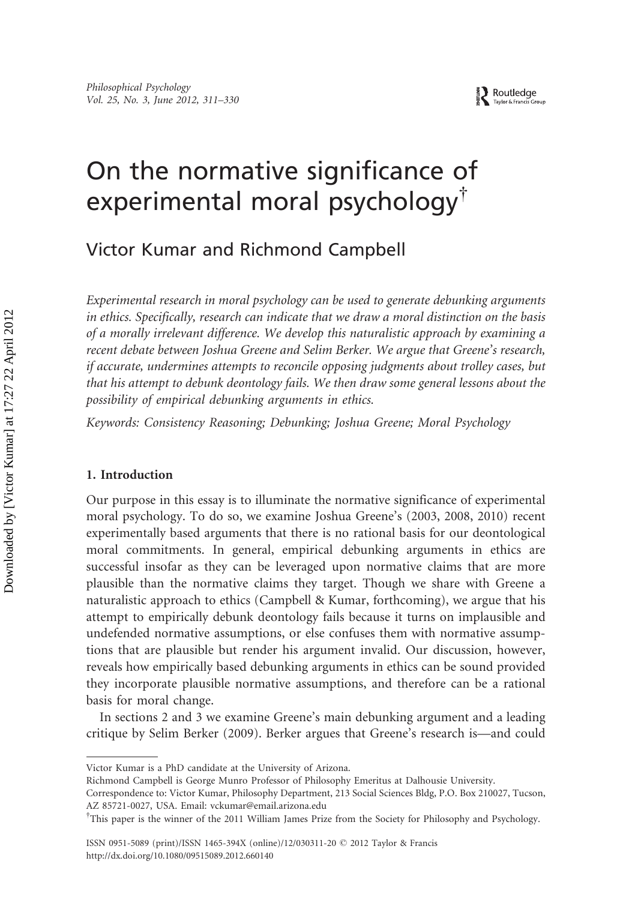# On the normative significance of experimental moral psychology[†]

## Victor Kumar and Richmond Campbell

*Experimental research in moral psychology can be used to generate debunking arguments in ethics. Specifically, research can indicate that we draw a moral distinction on the basis of a morally irrelevant difference. We develop this naturalistic approach by examining a recent debate between Joshua Greene and Selim Berker. We argue that Greene's research, if accurate, undermines attempts to reconcile opposing judgments about trolley cases, but that his attempt to debunk deontology fails. We then draw some general lessons about the possibility of empirical debunking arguments in ethics.*

*Keywords: Consistency Reasoning; Debunking; Joshua Greene; Moral Psychology*

### 1. Introduction

Our purpose in this essay is to illuminate the normative significance of experimental moral psychology. To do so, we examine Joshua Greene's (2003, 2008, 2010) recent experimentally based arguments that there is no rational basis for our deontological moral commitments. In general, empirical debunking arguments in ethics are successful insofar as they can be leveraged upon normative claims that are more plausible than the normative claims they target. Though we share with Greene a naturalistic approach to ethics (Campbell & Kumar, forthcoming), we argue that his attempt to empirically debunk deontology fails because it turns on implausible and undefended normative assumptions, or else confuses them with normative assumptions that are plausible but render his argument invalid. Our discussion, however, reveals how empirically based debunking arguments in ethics can be sound provided they incorporate plausible normative assumptions, and therefore can be a rational basis for moral change.

In sections 2 and 3 we examine Greene's main debunking argument and a leading critique by Selim Berker (2009). Berker argues that Greene's research is—and could

---

Victor Kumar is a PhD candidate at the University of Arizona.

Richmond Campbell is George Munro Professor of Philosophy Emeritus at Dalhousie University.

Correspondence to: Victor Kumar, Philosophy Department, 213 Social Sciences Bldg, P.O. Box 210027, Tucson, AZ 85721-0027, USA. Email: vckumar@email.arizona.edu

[†]This paper is the winner of the 2011 William James Prize from the Society for Philosophy and Psychology.

ISSN 0951-5089 (print)/ISSN 1465-394X (online)/12/030311-20 © 2012 Taylor & Francis
http://dx.doi.org/10.1080/09515089.2012.660140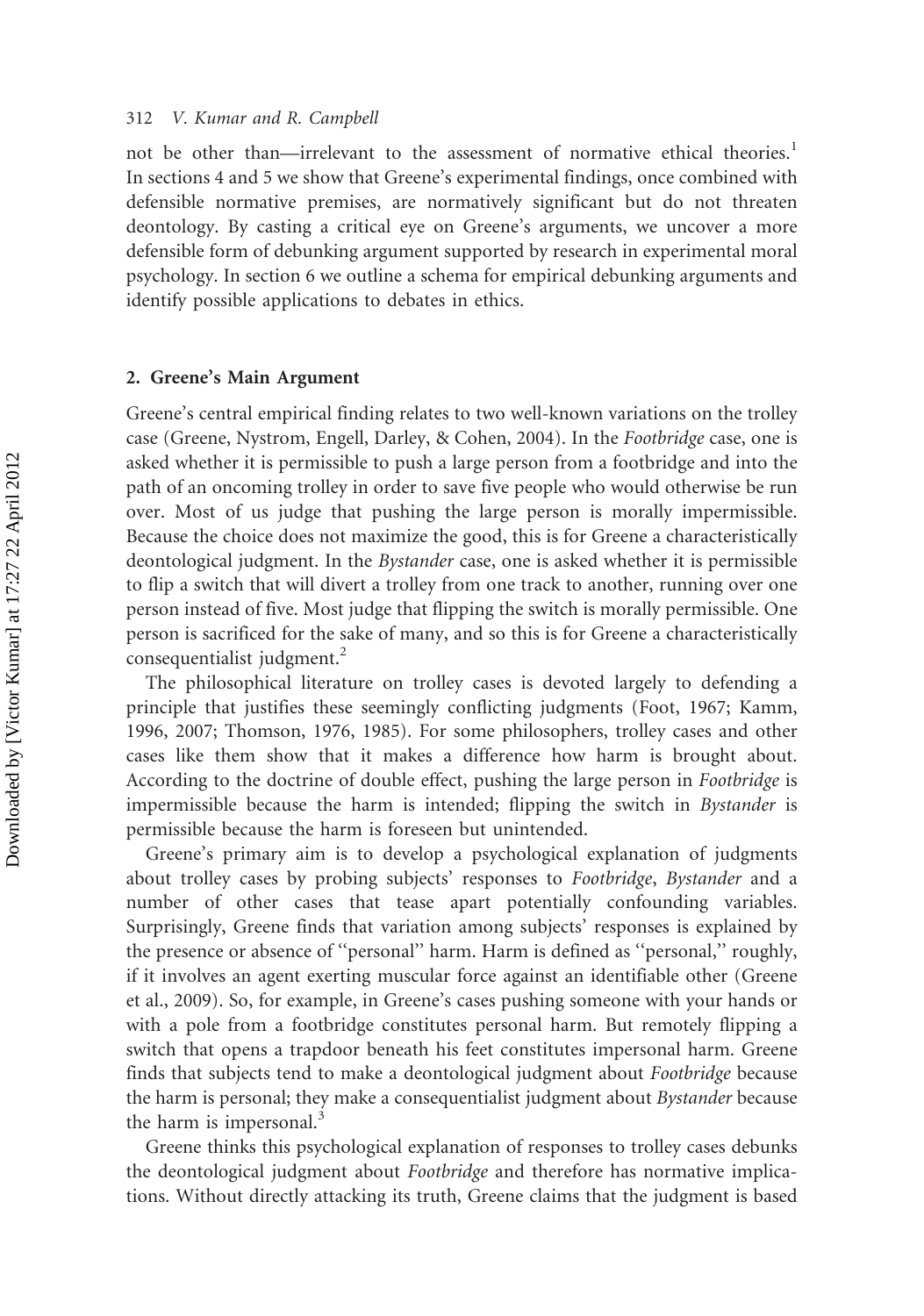not be other than—irrelevant to the assessment of normative ethical theories.[1] In sections 4 and 5 we show that Greene's experimental findings, once combined with defensible normative premises, are normatively significant but do not threaten deontology. By casting a critical eye on Greene's arguments, we uncover a more defensible form of debunking argument supported by research in experimental moral psychology. In section 6 we outline a schema for empirical debunking arguments and identify possible applications to debates in ethics.

## 2. Greene's Main Argument

Greene's central empirical finding relates to two well-known variations on the trolley case (Greene, Nystrom, Engell, Darley, & Cohen, 2004). In the *Footbridge* case, one is asked whether it is permissible to push a large person from a footbridge and into the path of an oncoming trolley in order to save five people who would otherwise be run over. Most of us judge that pushing the large person is morally impermissible. Because the choice does not maximize the good, this is for Greene a characteristically deontological judgment. In the *Bystander* case, one is asked whether it is permissible to flip a switch that will divert a trolley from one track to another, running over one person instead of five. Most judge that flipping the switch is morally permissible. One person is sacrificed for the sake of many, and so this is for Greene a characteristically consequentialist judgment.[2]

The philosophical literature on trolley cases is devoted largely to defending a principle that justifies these seemingly conflicting judgments (Foot, 1967; Kamm, 1996, 2007; Thomson, 1976, 1985). For some philosophers, trolley cases and other cases like them show that it makes a difference how harm is brought about. According to the doctrine of double effect, pushing the large person in *Footbridge* is impermissible because the harm is intended; flipping the switch in *Bystander* is permissible because the harm is foreseen but unintended.

Greene's primary aim is to develop a psychological explanation of judgments about trolley cases by probing subjects' responses to *Footbridge*, *Bystander* and a number of other cases that tease apart potentially confounding variables. Surprisingly, Greene finds that variation among subjects' responses is explained by the presence or absence of "personal" harm. Harm is defined as "personal," roughly, if it involves an agent exerting muscular force against an identifiable other (Greene et al., 2009). So, for example, in Greene's cases pushing someone with your hands or with a pole from a footbridge constitutes personal harm. But remotely flipping a switch that opens a trapdoor beneath his feet constitutes impersonal harm. Greene finds that subjects tend to make a deontological judgment about *Footbridge* because the harm is personal; they make a consequentialist judgment about *Bystander* because the harm is impersonal.[3]

Greene thinks this psychological explanation of responses to trolley cases debunks the deontological judgment about *Footbridge* and therefore has normative implications. Without directly attacking its truth, Greene claims that the judgment is based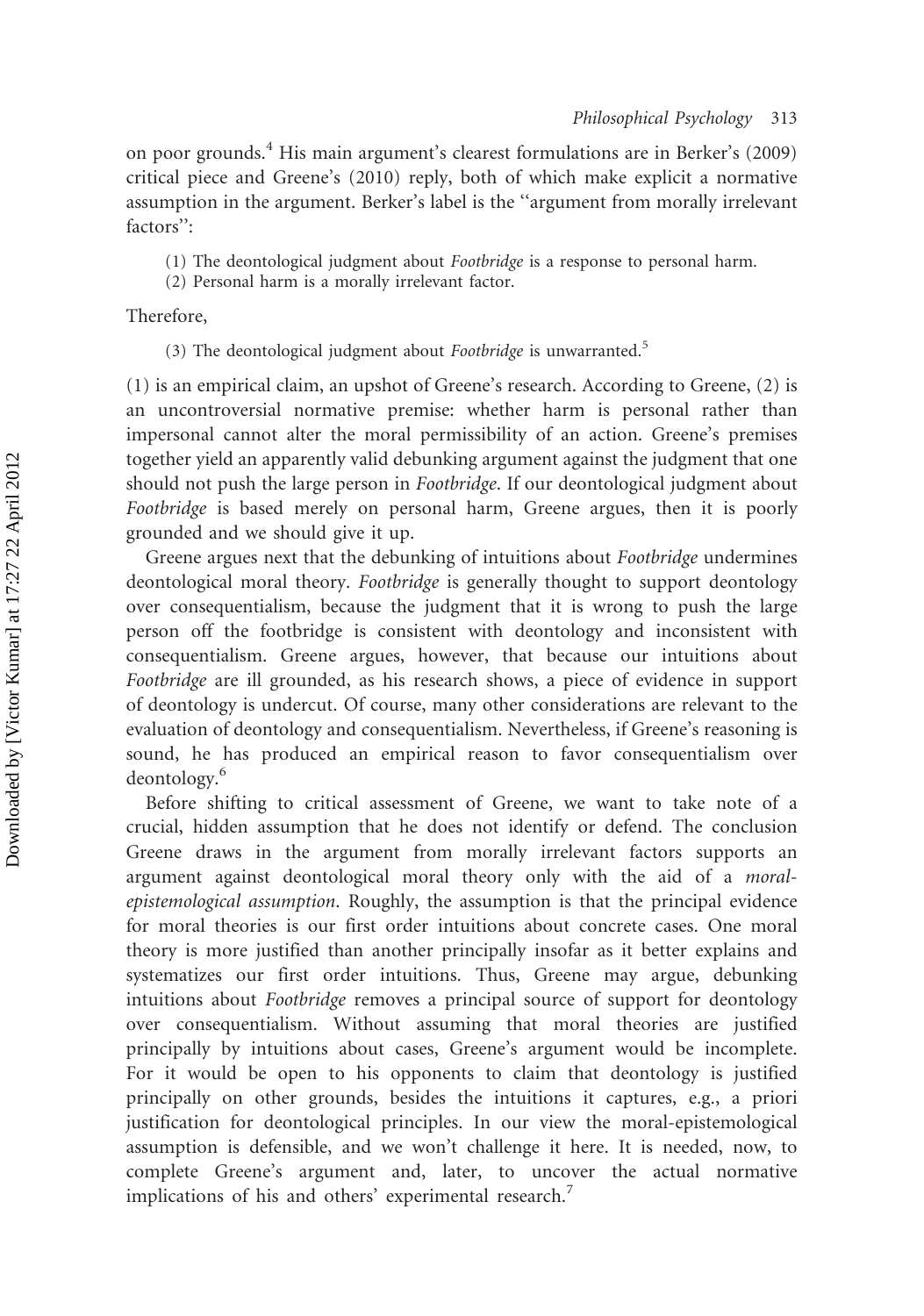on poor grounds.[4] His main argument's clearest formulations are in Berker's (2009) critical piece and Greene's (2010) reply, both of which make explicit a normative assumption in the argument. Berker's label is the ''argument from morally irrelevant factors'':

(1) The deontological judgment about *Footbridge* is a response to personal harm.

(2) Personal harm is a morally irrelevant factor.

Therefore,

(3) The deontological judgment about *Footbridge* is unwarranted.[5]

(1) is an empirical claim, an upshot of Greene's research. According to Greene, (2) is an uncontroversial normative premise: whether harm is personal rather than impersonal cannot alter the moral permissibility of an action. Greene's premises together yield an apparently valid debunking argument against the judgment that one should not push the large person in *Footbridge*. If our deontological judgment about *Footbridge* is based merely on personal harm, Greene argues, then it is poorly grounded and we should give it up.

Greene argues next that the debunking of intuitions about *Footbridge* undermines deontological moral theory. *Footbridge* is generally thought to support deontology over consequentialism, because the judgment that it is wrong to push the large person off the footbridge is consistent with deontology and inconsistent with consequentialism. Greene argues, however, that because our intuitions about *Footbridge* are ill grounded, as his research shows, a piece of evidence in support of deontology is undercut. Of course, many other considerations are relevant to the evaluation of deontology and consequentialism. Nevertheless, if Greene's reasoning is sound, he has produced an empirical reason to favor consequentialism over deontology.[6]

Before shifting to critical assessment of Greene, we want to take note of a crucial, hidden assumption that he does not identify or defend. The conclusion Greene draws in the argument from morally irrelevant factors supports an argument against deontological moral theory only with the aid of a *moral-epistemological assumption*. Roughly, the assumption is that the principal evidence for moral theories is our first order intuitions about concrete cases. One moral theory is more justified than another principally insofar as it better explains and systematizes our first order intuitions. Thus, Greene may argue, debunking intuitions about *Footbridge* removes a principal source of support for deontology over consequentialism. Without assuming that moral theories are justified principally by intuitions about cases, Greene's argument would be incomplete. For it would be open to his opponents to claim that deontology is justified principally on other grounds, besides the intuitions it captures, e.g., a priori justification for deontological principles. In our view the moral-epistemological assumption is defensible, and we won't challenge it here. It is needed, now, to complete Greene's argument and, later, to uncover the actual normative implications of his and others' experimental research.[7]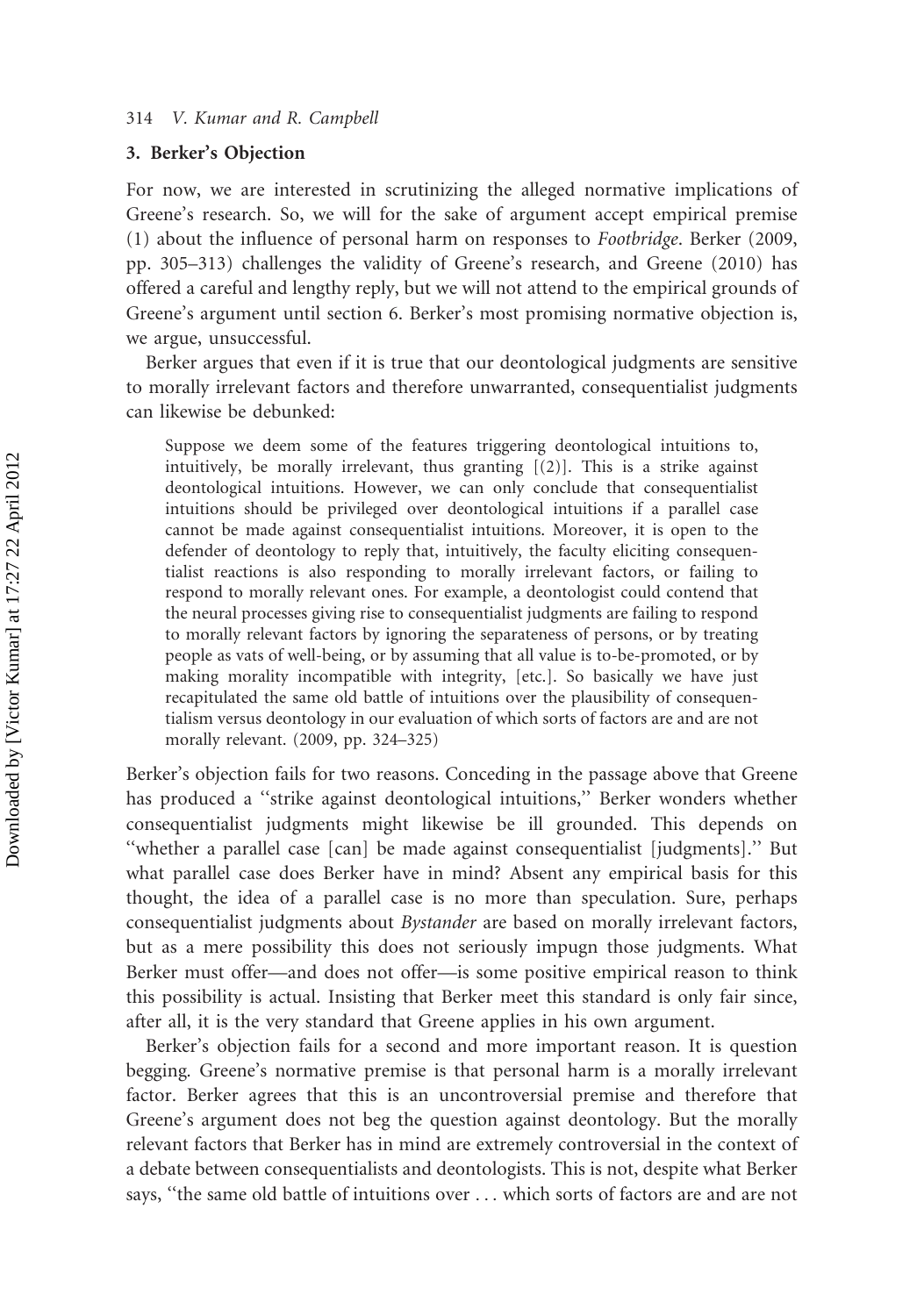## 3. Berker's Objection

For now, we are interested in scrutinizing the alleged normative implications of Greene's research. So, we will for the sake of argument accept empirical premise (1) about the influence of personal harm on responses to *Footbridge*. Berker (2009, pp. 305–313) challenges the validity of Greene's research, and Greene (2010) has offered a careful and lengthy reply, but we will not attend to the empirical grounds of Greene's argument until section 6. Berker's most promising normative objection is, we argue, unsuccessful.

Berker argues that even if it is true that our deontological judgments are sensitive to morally irrelevant factors and therefore unwarranted, consequentialist judgments can likewise be debunked:

> Suppose we deem some of the features triggering deontological intuitions to, intuitively, be morally irrelevant, thus granting [(2)]. This is a strike against deontological intuitions. However, we can only conclude that consequentialist intuitions should be privileged over deontological intuitions if a parallel case cannot be made against consequentialist intuitions. Moreover, it is open to the defender of deontology to reply that, intuitively, the faculty eliciting consequentialist reactions is also responding to morally irrelevant factors, or failing to respond to morally relevant ones. For example, a deontologist could contend that the neural processes giving rise to consequentialist judgments are failing to respond to morally relevant factors by ignoring the separateness of persons, or by treating people as vats of well-being, or by assuming that all value is to-be-promoted, or by making morality incompatible with integrity, [etc.]. So basically we have just recapitulated the same old battle of intuitions over the plausibility of consequentialism versus deontology in our evaluation of which sorts of factors are and are not morally relevant. (2009, pp. 324–325)

Berker's objection fails for two reasons. Conceding in the passage above that Greene has produced a "strike against deontological intuitions," Berker wonders whether consequentialist judgments might likewise be ill grounded. This depends on "whether a parallel case [can] be made against consequentialist [judgments]." But what parallel case does Berker have in mind? Absent any empirical basis for this thought, the idea of a parallel case is no more than speculation. Sure, perhaps consequentialist judgments about *Bystander* are based on morally irrelevant factors, but as a mere possibility this does not seriously impugn those judgments. What Berker must offer—and does not offer—is some positive empirical reason to think this possibility is actual. Insisting that Berker meet this standard is only fair since, after all, it is the very standard that Greene applies in his own argument.

Berker's objection fails for a second and more important reason. It is question begging. Greene's normative premise is that personal harm is a morally irrelevant factor. Berker agrees that this is an uncontroversial premise and therefore that Greene's argument does not beg the question against deontology. But the morally relevant factors that Berker has in mind are extremely controversial in the context of a debate between consequentialists and deontologists. This is not, despite what Berker says, "the same old battle of intuitions over . . . which sorts of factors are and are not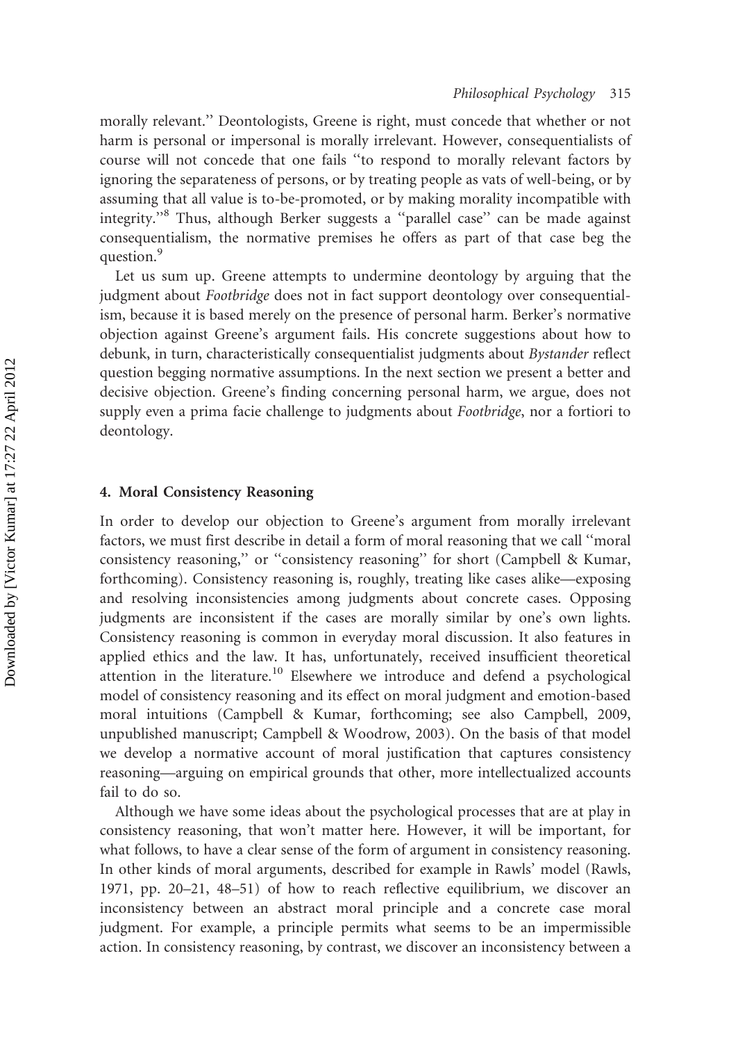morally relevant.'' Deontologists, Greene is right, must concede that whether or not harm is personal or impersonal is morally irrelevant. However, consequentialists of course will not concede that one fails ''to respond to morally relevant factors by ignoring the separateness of persons, or by treating people as vats of well-being, or by assuming that all value is to-be-promoted, or by making morality incompatible with integrity.''[8] Thus, although Berker suggests a ''parallel case'' can be made against consequentialism, the normative premises he offers as part of that case beg the question.[9]

Let us sum up. Greene attempts to undermine deontology by arguing that the judgment about *Footbridge* does not in fact support deontology over consequentialism, because it is based merely on the presence of personal harm. Berker's normative objection against Greene's argument fails. His concrete suggestions about how to debunk, in turn, characteristically consequentialist judgments about *Bystander* reflect question begging normative assumptions. In the next section we present a better and decisive objection. Greene's finding concerning personal harm, we argue, does not supply even a prima facie challenge to judgments about *Footbridge*, nor a fortiori to deontology.

## 4. Moral Consistency Reasoning

In order to develop our objection to Greene's argument from morally irrelevant factors, we must first describe in detail a form of moral reasoning that we call ''moral consistency reasoning,'' or ''consistency reasoning'' for short (Campbell & Kumar, forthcoming). Consistency reasoning is, roughly, treating like cases alike—exposing and resolving inconsistencies among judgments about concrete cases. Opposing judgments are inconsistent if the cases are morally similar by one's own lights. Consistency reasoning is common in everyday moral discussion. It also features in applied ethics and the law. It has, unfortunately, received insufficient theoretical attention in the literature.[10] Elsewhere we introduce and defend a psychological model of consistency reasoning and its effect on moral judgment and emotion-based moral intuitions (Campbell & Kumar, forthcoming; see also Campbell, 2009, unpublished manuscript; Campbell & Woodrow, 2003). On the basis of that model we develop a normative account of moral justification that captures consistency reasoning—arguing on empirical grounds that other, more intellectualized accounts fail to do so.

Although we have some ideas about the psychological processes that are at play in consistency reasoning, that won't matter here. However, it will be important, for what follows, to have a clear sense of the form of argument in consistency reasoning. In other kinds of moral arguments, described for example in Rawls' model (Rawls, 1971, pp. 20–21, 48–51) of how to reach reflective equilibrium, we discover an inconsistency between an abstract moral principle and a concrete case moral judgment. For example, a principle permits what seems to be an impermissible action. In consistency reasoning, by contrast, we discover an inconsistency between a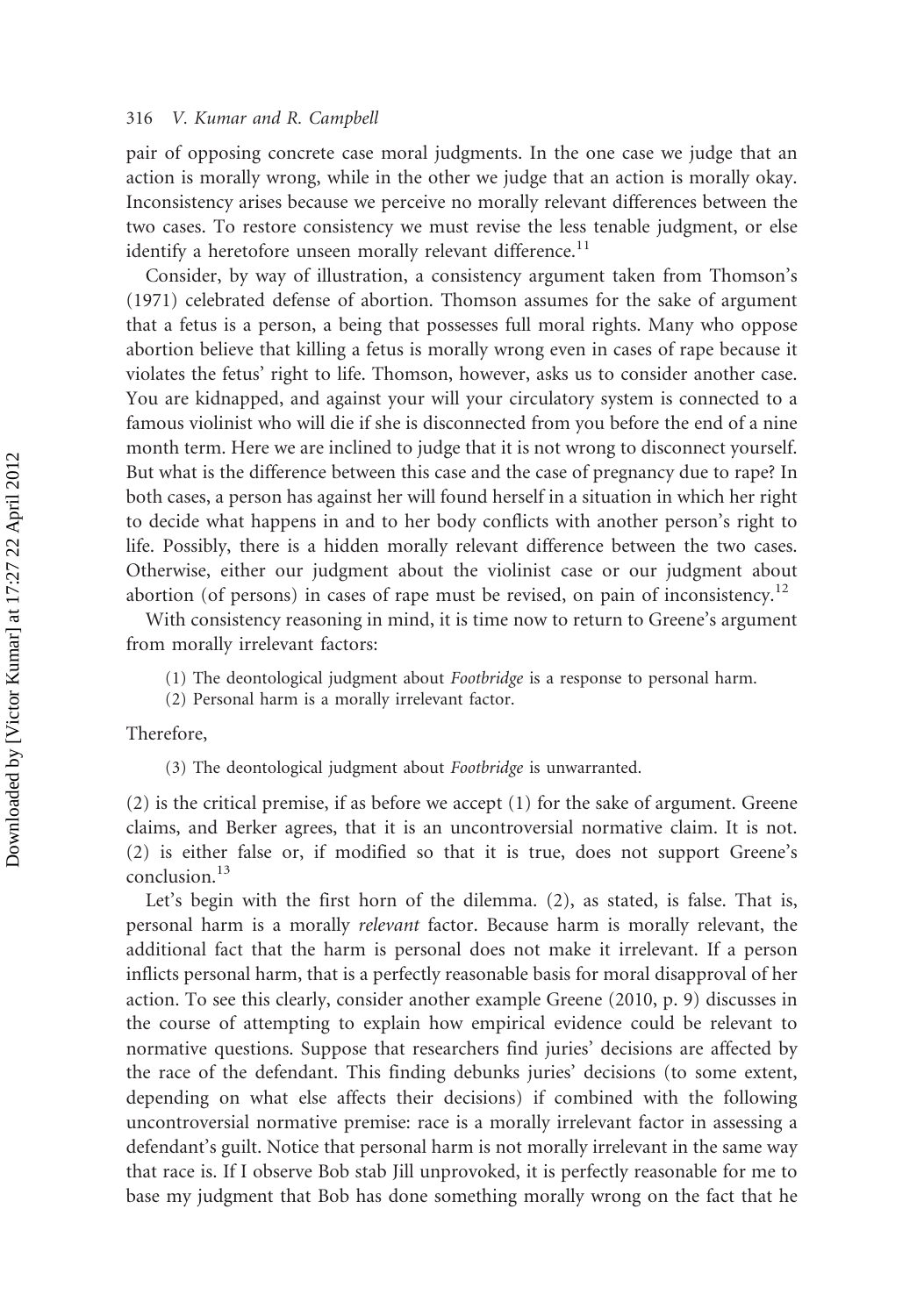pair of opposing concrete case moral judgments. In the one case we judge that an action is morally wrong, while in the other we judge that an action is morally okay. Inconsistency arises because we perceive no morally relevant differences between the two cases. To restore consistency we must revise the less tenable judgment, or else identify a heretofore unseen morally relevant difference.[11]

Consider, by way of illustration, a consistency argument taken from Thomson's (1971) celebrated defense of abortion. Thomson assumes for the sake of argument that a fetus is a person, a being that possesses full moral rights. Many who oppose abortion believe that killing a fetus is morally wrong even in cases of rape because it violates the fetus' right to life. Thomson, however, asks us to consider another case. You are kidnapped, and against your will your circulatory system is connected to a famous violinist who will die if she is disconnected from you before the end of a nine month term. Here we are inclined to judge that it is not wrong to disconnect yourself. But what is the difference between this case and the case of pregnancy due to rape? In both cases, a person has against her will found herself in a situation in which her right to decide what happens in and to her body conflicts with another person's right to life. Possibly, there is a hidden morally relevant difference between the two cases. Otherwise, either our judgment about the violinist case or our judgment about abortion (of persons) in cases of rape must be revised, on pain of inconsistency.[12]

With consistency reasoning in mind, it is time now to return to Greene's argument from morally irrelevant factors:

(1) The deontological judgment about *Footbridge* is a response to personal harm.
(2) Personal harm is a morally irrelevant factor.

Therefore,

(3) The deontological judgment about *Footbridge* is unwarranted.

(2) is the critical premise, if as before we accept (1) for the sake of argument. Greene claims, and Berker agrees, that it is an uncontroversial normative claim. It is not. (2) is either false or, if modified so that it is true, does not support Greene's conclusion.[13]

Let's begin with the first horn of the dilemma. (2), as stated, is false. That is, personal harm is a morally *relevant* factor. Because harm is morally relevant, the additional fact that the harm is personal does not make it irrelevant. If a person inflicts personal harm, that is a perfectly reasonable basis for moral disapproval of her action. To see this clearly, consider another example Greene (2010, p. 9) discusses in the course of attempting to explain how empirical evidence could be relevant to normative questions. Suppose that researchers find juries' decisions are affected by the race of the defendant. This finding debunks juries' decisions (to some extent, depending on what else affects their decisions) if combined with the following uncontroversial normative premise: race is a morally irrelevant factor in assessing a defendant's guilt. Notice that personal harm is not morally irrelevant in the same way that race is. If I observe Bob stab Jill unprovoked, it is perfectly reasonable for me to base my judgment that Bob has done something morally wrong on the fact that he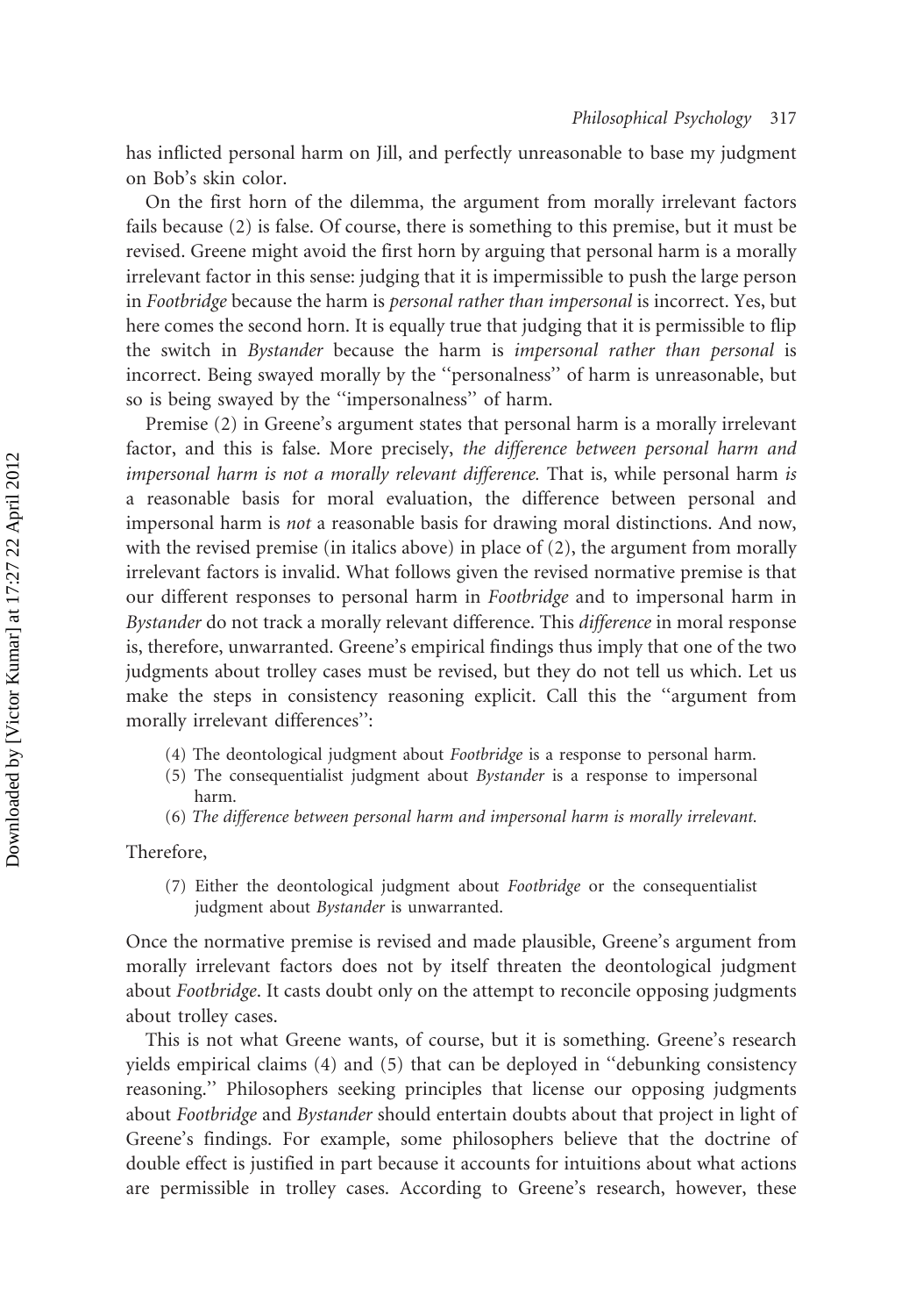has inflicted personal harm on Jill, and perfectly unreasonable to base my judgment on Bob's skin color.

On the first horn of the dilemma, the argument from morally irrelevant factors fails because (2) is false. Of course, there is something to this premise, but it must be revised. Greene might avoid the first horn by arguing that personal harm is a morally irrelevant factor in this sense: judging that it is impermissible to push the large person in *Footbridge* because the harm is *personal rather than impersonal* is incorrect. Yes, but here comes the second horn. It is equally true that judging that it is permissible to flip the switch in *Bystander* because the harm is *impersonal rather than personal* is incorrect. Being swayed morally by the ''personalness'' of harm is unreasonable, but so is being swayed by the ''impersonalness'' of harm.

Premise (2) in Greene's argument states that personal harm is a morally irrelevant factor, and this is false. More precisely, *the difference between personal harm and impersonal harm is not a morally relevant difference.* That is, while personal harm *is* a reasonable basis for moral evaluation, the difference between personal and impersonal harm is *not* a reasonable basis for drawing moral distinctions. And now, with the revised premise (in italics above) in place of (2), the argument from morally irrelevant factors is invalid. What follows given the revised normative premise is that our different responses to personal harm in *Footbridge* and to impersonal harm in *Bystander* do not track a morally relevant difference. This *difference* in moral response is, therefore, unwarranted. Greene's empirical findings thus imply that one of the two judgments about trolley cases must be revised, but they do not tell us which. Let us make the steps in consistency reasoning explicit. Call this the ''argument from morally irrelevant differences'':

(4) The deontological judgment about *Footbridge* is a response to personal harm.
(5) The consequentialist judgment about *Bystander* is a response to impersonal harm.
(6) *The difference between personal harm and impersonal harm is morally irrelevant.*

Therefore,

(7) Either the deontological judgment about *Footbridge* or the consequentialist judgment about *Bystander* is unwarranted.

Once the normative premise is revised and made plausible, Greene's argument from morally irrelevant factors does not by itself threaten the deontological judgment about *Footbridge*. It casts doubt only on the attempt to reconcile opposing judgments about trolley cases.

This is not what Greene wants, of course, but it is something. Greene's research yields empirical claims (4) and (5) that can be deployed in ''debunking consistency reasoning.'' Philosophers seeking principles that license our opposing judgments about *Footbridge* and *Bystander* should entertain doubts about that project in light of Greene's findings. For example, some philosophers believe that the doctrine of double effect is justified in part because it accounts for intuitions about what actions are permissible in trolley cases. According to Greene's research, however, these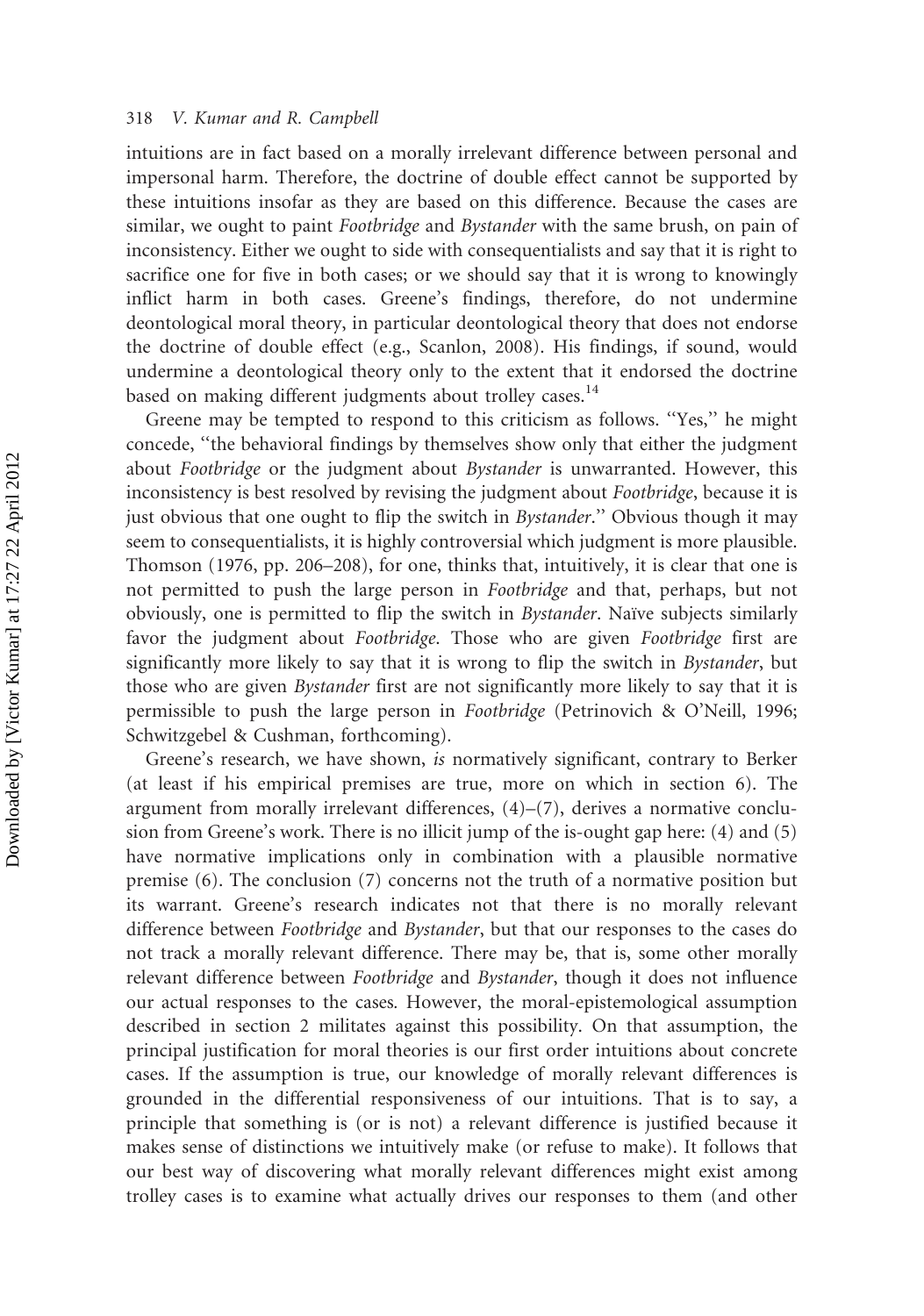intuitions are in fact based on a morally irrelevant difference between personal and impersonal harm. Therefore, the doctrine of double effect cannot be supported by these intuitions insofar as they are based on this difference. Because the cases are similar, we ought to paint *Footbridge* and *Bystander* with the same brush, on pain of inconsistency. Either we ought to side with consequentialists and say that it is right to sacrifice one for five in both cases; or we should say that it is wrong to knowingly inflict harm in both cases. Greene's findings, therefore, do not undermine deontological moral theory, in particular deontological theory that does not endorse the doctrine of double effect (e.g., Scanlon, 2008). His findings, if sound, would undermine a deontological theory only to the extent that it endorsed the doctrine based on making different judgments about trolley cases.[14]

Greene may be tempted to respond to this criticism as follows. "Yes," he might concede, "the behavioral findings by themselves show only that either the judgment about *Footbridge* or the judgment about *Bystander* is unwarranted. However, this inconsistency is best resolved by revising the judgment about *Footbridge*, because it is just obvious that one ought to flip the switch in *Bystander*." Obvious though it may seem to consequentialists, it is highly controversial which judgment is more plausible. Thomson (1976, pp. 206–208), for one, thinks that, intuitively, it is clear that one is not permitted to push the large person in *Footbridge* and that, perhaps, but not obviously, one is permitted to flip the switch in *Bystander*. Naïve subjects similarly favor the judgment about *Footbridge*. Those who are given *Footbridge* first are significantly more likely to say that it is wrong to flip the switch in *Bystander*, but those who are given *Bystander* first are not significantly more likely to say that it is permissible to push the large person in *Footbridge* (Petrinovich & O'Neill, 1996; Schwitzgebel & Cushman, forthcoming).

Greene's research, we have shown, *is* normatively significant, contrary to Berker (at least if his empirical premises are true, more on which in section 6). The argument from morally irrelevant differences, (4)–(7), derives a normative conclusion from Greene's work. There is no illicit jump of the is-ought gap here: (4) and (5) have normative implications only in combination with a plausible normative premise (6). The conclusion (7) concerns not the truth of a normative position but its warrant. Greene's research indicates not that there is no morally relevant difference between *Footbridge* and *Bystander*, but that our responses to the cases do not track a morally relevant difference. There may be, that is, some other morally relevant difference between *Footbridge* and *Bystander*, though it does not influence our actual responses to the cases. However, the moral-epistemological assumption described in section 2 militates against this possibility. On that assumption, the principal justification for moral theories is our first order intuitions about concrete cases. If the assumption is true, our knowledge of morally relevant differences is grounded in the differential responsiveness of our intuitions. That is to say, a principle that something is (or is not) a relevant difference is justified because it makes sense of distinctions we intuitively make (or refuse to make). It follows that our best way of discovering what morally relevant differences might exist among trolley cases is to examine what actually drives our responses to them (and other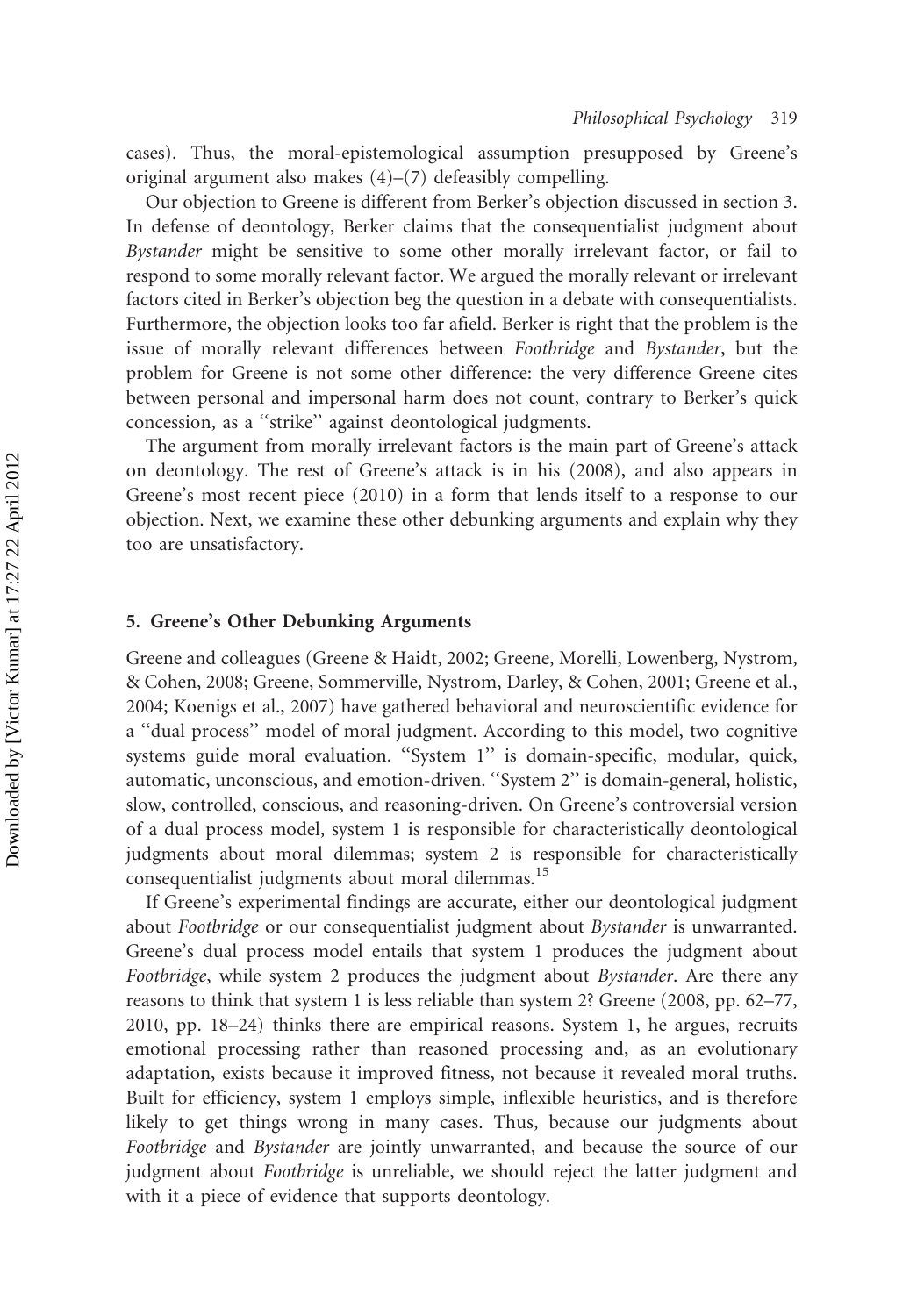cases). Thus, the moral-epistemological assumption presupposed by Greene's original argument also makes (4)–(7) defeasibly compelling.

Our objection to Greene is different from Berker's objection discussed in section 3. In defense of deontology, Berker claims that the consequentialist judgment about *Bystander* might be sensitive to some other morally irrelevant factor, or fail to respond to some morally relevant factor. We argued the morally relevant or irrelevant factors cited in Berker's objection beg the question in a debate with consequentialists. Furthermore, the objection looks too far afield. Berker is right that the problem is the issue of morally relevant differences between *Footbridge* and *Bystander*, but the problem for Greene is not some other difference: the very difference Greene cites between personal and impersonal harm does not count, contrary to Berker's quick concession, as a "strike" against deontological judgments.

The argument from morally irrelevant factors is the main part of Greene's attack on deontology. The rest of Greene's attack is in his (2008), and also appears in Greene's most recent piece (2010) in a form that lends itself to a response to our objection. Next, we examine these other debunking arguments and explain why they too are unsatisfactory.

## 5. Greene's Other Debunking Arguments

Greene and colleagues (Greene & Haidt, 2002; Greene, Morelli, Lowenberg, Nystrom, & Cohen, 2008; Greene, Sommerville, Nystrom, Darley, & Cohen, 2001; Greene et al., 2004; Koenigs et al., 2007) have gathered behavioral and neuroscientific evidence for a "dual process" model of moral judgment. According to this model, two cognitive systems guide moral evaluation. "System 1" is domain-specific, modular, quick, automatic, unconscious, and emotion-driven. "System 2" is domain-general, holistic, slow, controlled, conscious, and reasoning-driven. On Greene's controversial version of a dual process model, system 1 is responsible for characteristically deontological judgments about moral dilemmas; system 2 is responsible for characteristically consequentialist judgments about moral dilemmas.[15]

If Greene's experimental findings are accurate, either our deontological judgment about *Footbridge* or our consequentialist judgment about *Bystander* is unwarranted. Greene's dual process model entails that system 1 produces the judgment about *Footbridge*, while system 2 produces the judgment about *Bystander*. Are there any reasons to think that system 1 is less reliable than system 2? Greene (2008, pp. 62–77, 2010, pp. 18–24) thinks there are empirical reasons. System 1, he argues, recruits emotional processing rather than reasoned processing and, as an evolutionary adaptation, exists because it improved fitness, not because it revealed moral truths. Built for efficiency, system 1 employs simple, inflexible heuristics, and is therefore likely to get things wrong in many cases. Thus, because our judgments about *Footbridge* and *Bystander* are jointly unwarranted, and because the source of our judgment about *Footbridge* is unreliable, we should reject the latter judgment and with it a piece of evidence that supports deontology.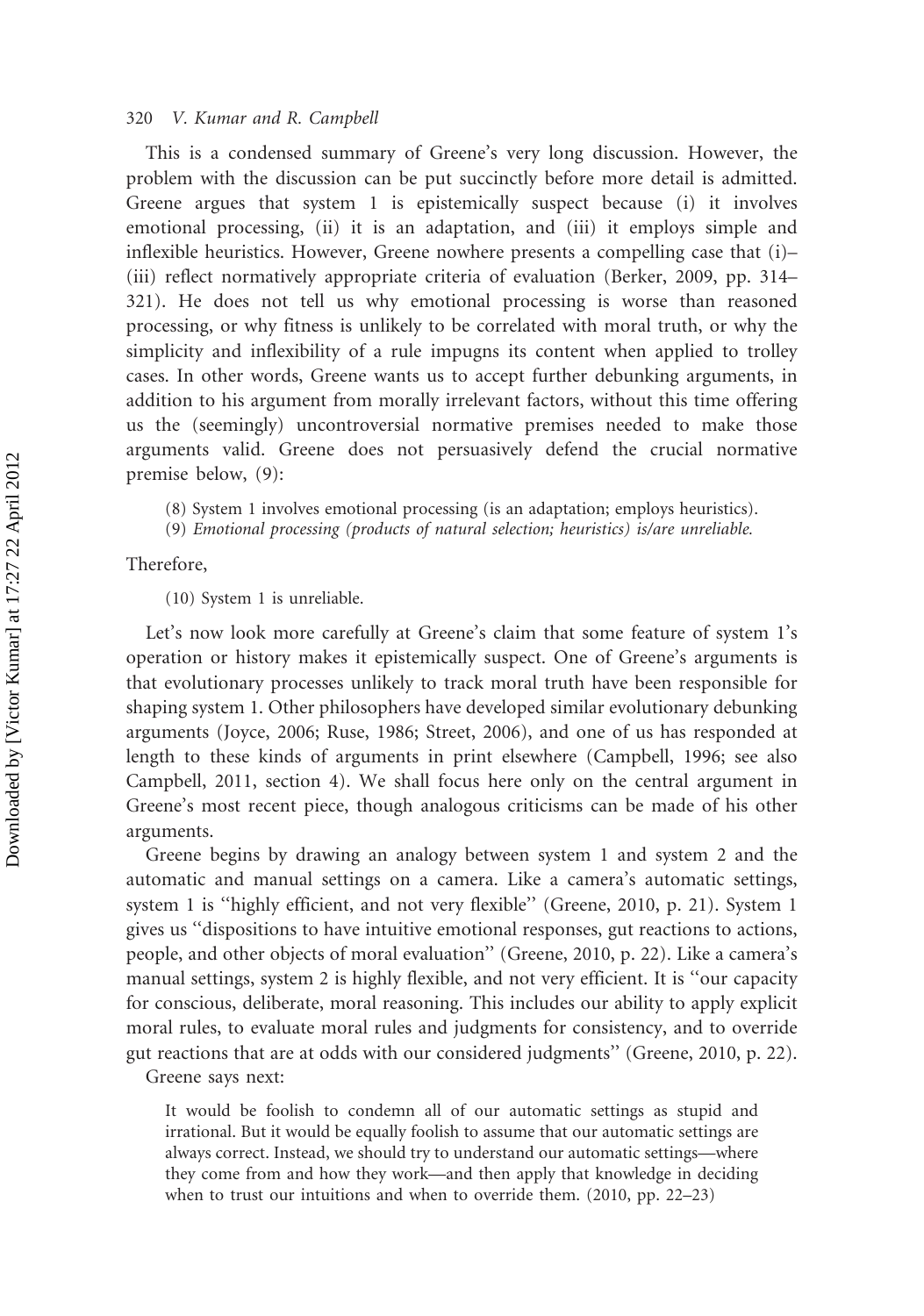This is a condensed summary of Greene's very long discussion. However, the problem with the discussion can be put succinctly before more detail is admitted. Greene argues that system 1 is epistemically suspect because (i) it involves emotional processing, (ii) it is an adaptation, and (iii) it employs simple and inflexible heuristics. However, Greene nowhere presents a compelling case that (i)–(iii) reflect normatively appropriate criteria of evaluation (Berker, 2009, pp. 314–321). He does not tell us why emotional processing is worse than reasoned processing, or why fitness is unlikely to be correlated with moral truth, or why the simplicity and inflexibility of a rule impugns its content when applied to trolley cases. In other words, Greene wants us to accept further debunking arguments, in addition to his argument from morally irrelevant factors, without this time offering us the (seemingly) uncontroversial normative premises needed to make those arguments valid. Greene does not persuasively defend the crucial normative premise below, (9):

> (8) System 1 involves emotional processing (is an adaptation; employs heuristics).
>
> (9) *Emotional processing (products of natural selection; heuristics) is/are unreliable.*

Therefore,

> (10) System 1 is unreliable.

Let's now look more carefully at Greene's claim that some feature of system 1's operation or history makes it epistemically suspect. One of Greene's arguments is that evolutionary processes unlikely to track moral truth have been responsible for shaping system 1. Other philosophers have developed similar evolutionary debunking arguments (Joyce, 2006; Ruse, 1986; Street, 2006), and one of us has responded at length to these kinds of arguments in print elsewhere (Campbell, 1996; see also Campbell, 2011, section 4). We shall focus here only on the central argument in Greene's most recent piece, though analogous criticisms can be made of his other arguments.

Greene begins by drawing an analogy between system 1 and system 2 and the automatic and manual settings on a camera. Like a camera's automatic settings, system 1 is ''highly efficient, and not very flexible'' (Greene, 2010, p. 21). System 1 gives us ''dispositions to have intuitive emotional responses, gut reactions to actions, people, and other objects of moral evaluation'' (Greene, 2010, p. 22). Like a camera's manual settings, system 2 is highly flexible, and not very efficient. It is ''our capacity for conscious, deliberate, moral reasoning. This includes our ability to apply explicit moral rules, to evaluate moral rules and judgments for consistency, and to override gut reactions that are at odds with our considered judgments'' (Greene, 2010, p. 22).

Greene says next:

> It would be foolish to condemn all of our automatic settings as stupid and irrational. But it would be equally foolish to assume that our automatic settings are always correct. Instead, we should try to understand our automatic settings—where they come from and how they work—and then apply that knowledge in deciding when to trust our intuitions and when to override them. (2010, pp. 22–23)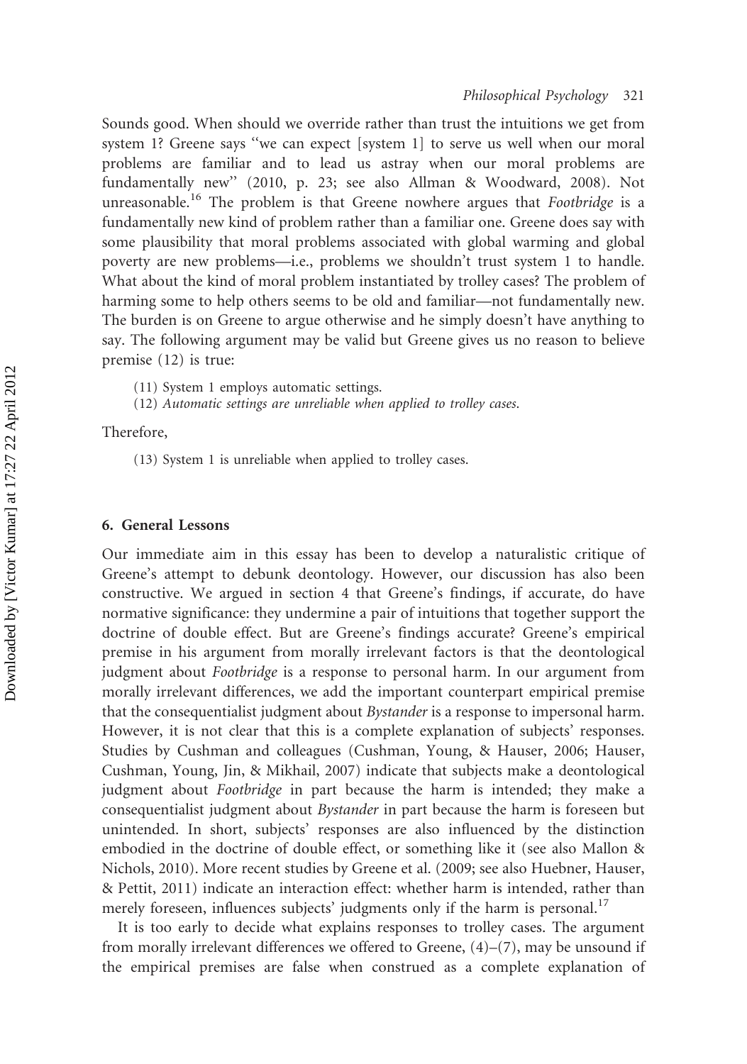Sounds good. When should we override rather than trust the intuitions we get from system 1? Greene says "we can expect [system 1] to serve us well when our moral problems are familiar and to lead us astray when our moral problems are fundamentally new" (2010, p. 23; see also Allman & Woodward, 2008). Not unreasonable.[16] The problem is that Greene nowhere argues that *Footbridge* is a fundamentally new kind of problem rather than a familiar one. Greene does say with some plausibility that moral problems associated with global warming and global poverty are new problems—i.e., problems we shouldn't trust system 1 to handle. What about the kind of moral problem instantiated by trolley cases? The problem of harming some to help others seems to be old and familiar—not fundamentally new. The burden is on Greene to argue otherwise and he simply doesn't have anything to say. The following argument may be valid but Greene gives us no reason to believe premise (12) is true:

(11) System 1 employs automatic settings.

(12) *Automatic settings are unreliable when applied to trolley cases.*

Therefore,

(13) System 1 is unreliable when applied to trolley cases.

## 6. General Lessons

Our immediate aim in this essay has been to develop a naturalistic critique of Greene's attempt to debunk deontology. However, our discussion has also been constructive. We argued in section 4 that Greene's findings, if accurate, do have normative significance: they undermine a pair of intuitions that together support the doctrine of double effect. But are Greene's findings accurate? Greene's empirical premise in his argument from morally irrelevant factors is that the deontological judgment about *Footbridge* is a response to personal harm. In our argument from morally irrelevant differences, we add the important counterpart empirical premise that the consequentialist judgment about *Bystander* is a response to impersonal harm. However, it is not clear that this is a complete explanation of subjects' responses. Studies by Cushman and colleagues (Cushman, Young, & Hauser, 2006; Hauser, Cushman, Young, Jin, & Mikhail, 2007) indicate that subjects make a deontological judgment about *Footbridge* in part because the harm is intended; they make a consequentialist judgment about *Bystander* in part because the harm is foreseen but unintended. In short, subjects' responses are also influenced by the distinction embodied in the doctrine of double effect, or something like it (see also Mallon & Nichols, 2010). More recent studies by Greene et al. (2009; see also Huebner, Hauser, & Pettit, 2011) indicate an interaction effect: whether harm is intended, rather than merely foreseen, influences subjects' judgments only if the harm is personal.[17]

It is too early to decide what explains responses to trolley cases. The argument from morally irrelevant differences we offered to Greene, (4)–(7), may be unsound if the empirical premises are false when construed as a complete explanation of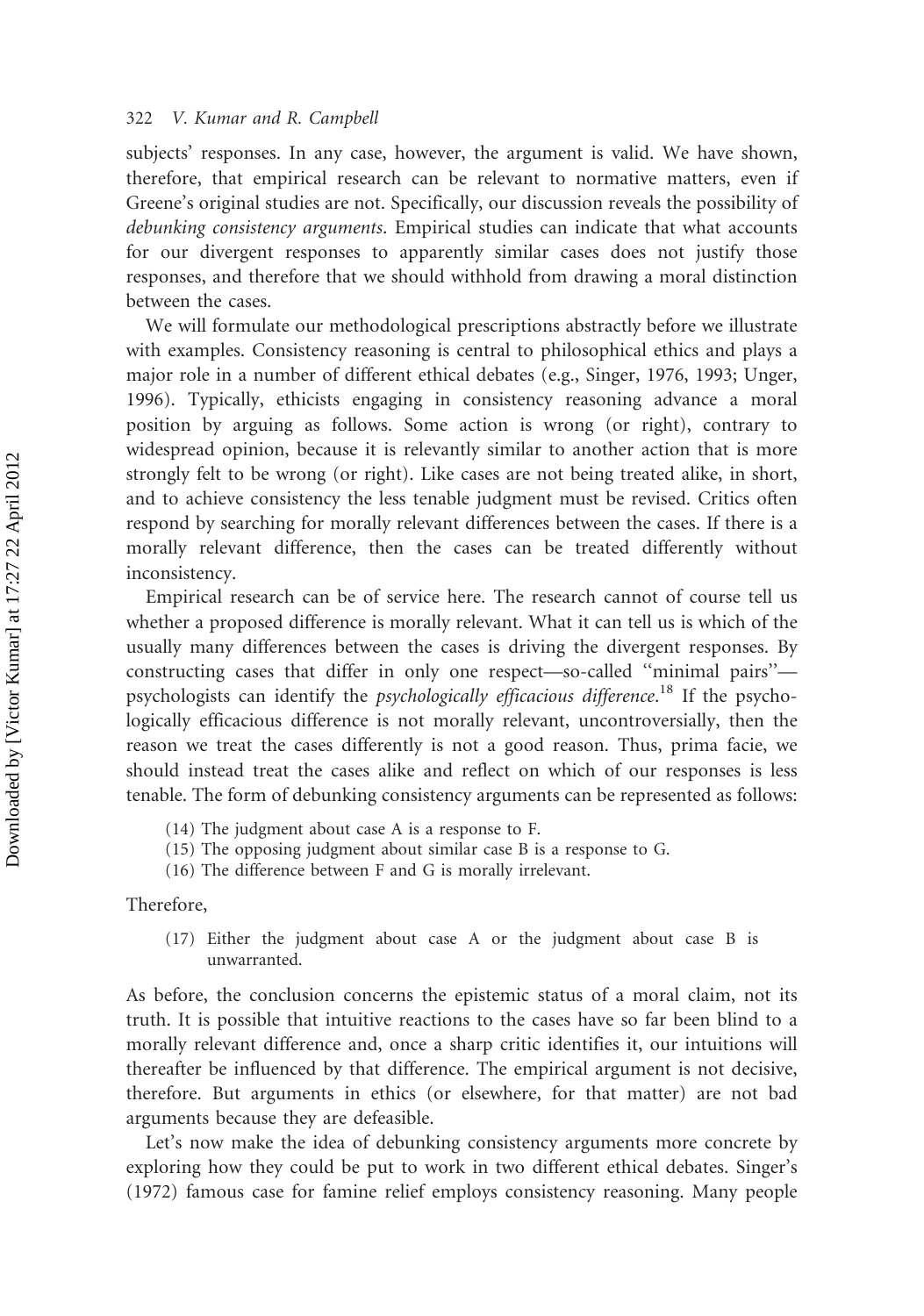subjects' responses. In any case, however, the argument is valid. We have shown, therefore, that empirical research can be relevant to normative matters, even if Greene's original studies are not. Specifically, our discussion reveals the possibility of *debunking consistency arguments*. Empirical studies can indicate that what accounts for our divergent responses to apparently similar cases does not justify those responses, and therefore that we should withhold from drawing a moral distinction between the cases.

We will formulate our methodological prescriptions abstractly before we illustrate with examples. Consistency reasoning is central to philosophical ethics and plays a major role in a number of different ethical debates (e.g., Singer, 1976, 1993; Unger, 1996). Typically, ethicists engaging in consistency reasoning advance a moral position by arguing as follows. Some action is wrong (or right), contrary to widespread opinion, because it is relevantly similar to another action that is more strongly felt to be wrong (or right). Like cases are not being treated alike, in short, and to achieve consistency the less tenable judgment must be revised. Critics often respond by searching for morally relevant differences between the cases. If there is a morally relevant difference, then the cases can be treated differently without inconsistency.

Empirical research can be of service here. The research cannot of course tell us whether a proposed difference is morally relevant. What it can tell us is which of the usually many differences between the cases is driving the divergent responses. By constructing cases that differ in only one respect—so-called ''minimal pairs''—psychologists can identify the *psychologically efficacious difference*.[18] If the psychologically efficacious difference is not morally relevant, uncontroversially, then the reason we treat the cases differently is not a good reason. Thus, prima facie, we should instead treat the cases alike and reflect on which of our responses is less tenable. The form of debunking consistency arguments can be represented as follows:

(14) The judgment about case A is a response to F.
(15) The opposing judgment about similar case B is a response to G.
(16) The difference between F and G is morally irrelevant.

Therefore,

(17) Either the judgment about case A or the judgment about case B is unwarranted.

As before, the conclusion concerns the epistemic status of a moral claim, not its truth. It is possible that intuitive reactions to the cases have so far been blind to a morally relevant difference and, once a sharp critic identifies it, our intuitions will thereafter be influenced by that difference. The empirical argument is not decisive, therefore. But arguments in ethics (or elsewhere, for that matter) are not bad arguments because they are defeasible.

Let's now make the idea of debunking consistency arguments more concrete by exploring how they could be put to work in two different ethical debates. Singer's (1972) famous case for famine relief employs consistency reasoning. Many people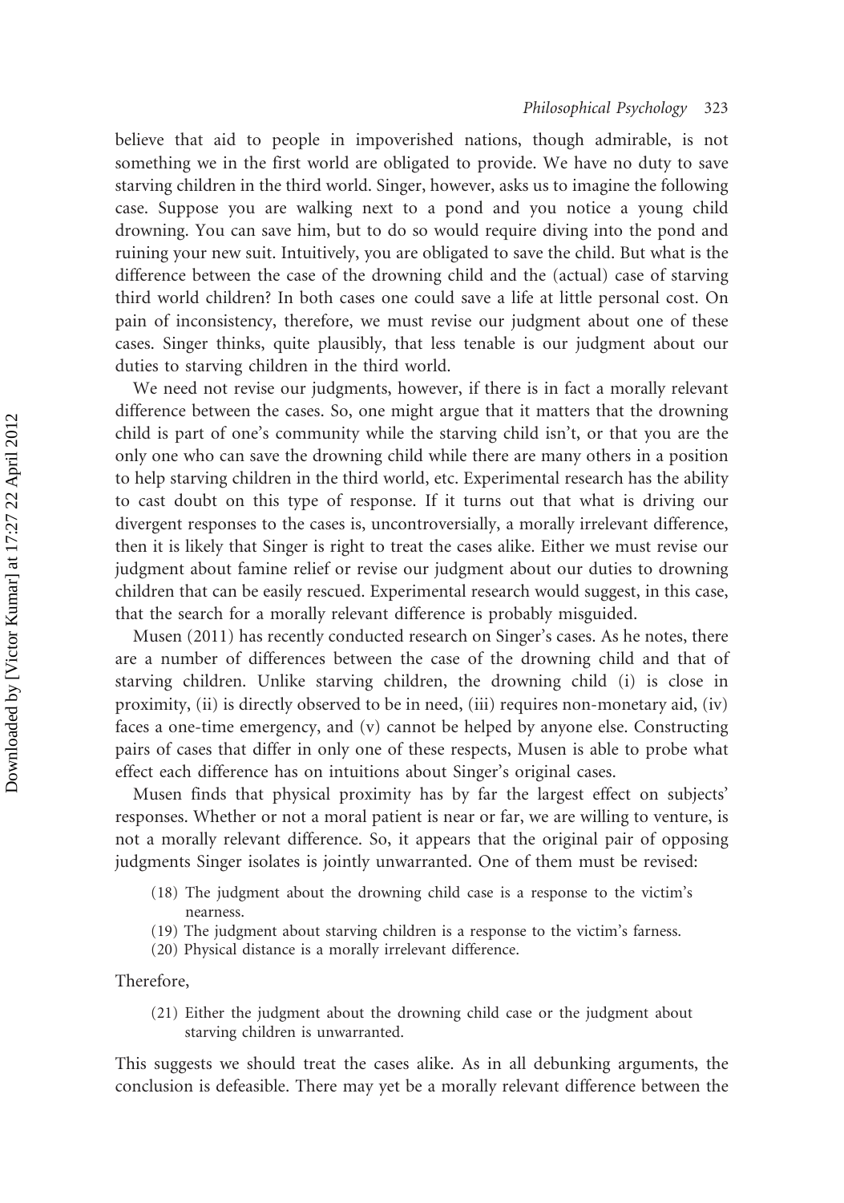believe that aid to people in impoverished nations, though admirable, is not something we in the first world are obligated to provide. We have no duty to save starving children in the third world. Singer, however, asks us to imagine the following case. Suppose you are walking next to a pond and you notice a young child drowning. You can save him, but to do so would require diving into the pond and ruining your new suit. Intuitively, you are obligated to save the child. But what is the difference between the case of the drowning child and the (actual) case of starving third world children? In both cases one could save a life at little personal cost. On pain of inconsistency, therefore, we must revise our judgment about one of these cases. Singer thinks, quite plausibly, that less tenable is our judgment about our duties to starving children in the third world.

We need not revise our judgments, however, if there is in fact a morally relevant difference between the cases. So, one might argue that it matters that the drowning child is part of one's community while the starving child isn't, or that you are the only one who can save the drowning child while there are many others in a position to help starving children in the third world, etc. Experimental research has the ability to cast doubt on this type of response. If it turns out that what is driving our divergent responses to the cases is, uncontroversially, a morally irrelevant difference, then it is likely that Singer is right to treat the cases alike. Either we must revise our judgment about famine relief or revise our judgment about our duties to drowning children that can be easily rescued. Experimental research would suggest, in this case, that the search for a morally relevant difference is probably misguided.

Musen (2011) has recently conducted research on Singer's cases. As he notes, there are a number of differences between the case of the drowning child and that of starving children. Unlike starving children, the drowning child (i) is close in proximity, (ii) is directly observed to be in need, (iii) requires non-monetary aid, (iv) faces a one-time emergency, and (v) cannot be helped by anyone else. Constructing pairs of cases that differ in only one of these respects, Musen is able to probe what effect each difference has on intuitions about Singer's original cases.

Musen finds that physical proximity has by far the largest effect on subjects' responses. Whether or not a moral patient is near or far, we are willing to venture, is not a morally relevant difference. So, it appears that the original pair of opposing judgments Singer isolates is jointly unwarranted. One of them must be revised:

(18) The judgment about the drowning child case is a response to the victim's nearness.

(19) The judgment about starving children is a response to the victim's farness.

(20) Physical distance is a morally irrelevant difference.

Therefore,

(21) Either the judgment about the drowning child case or the judgment about starving children is unwarranted.

This suggests we should treat the cases alike. As in all debunking arguments, the conclusion is defeasible. There may yet be a morally relevant difference between the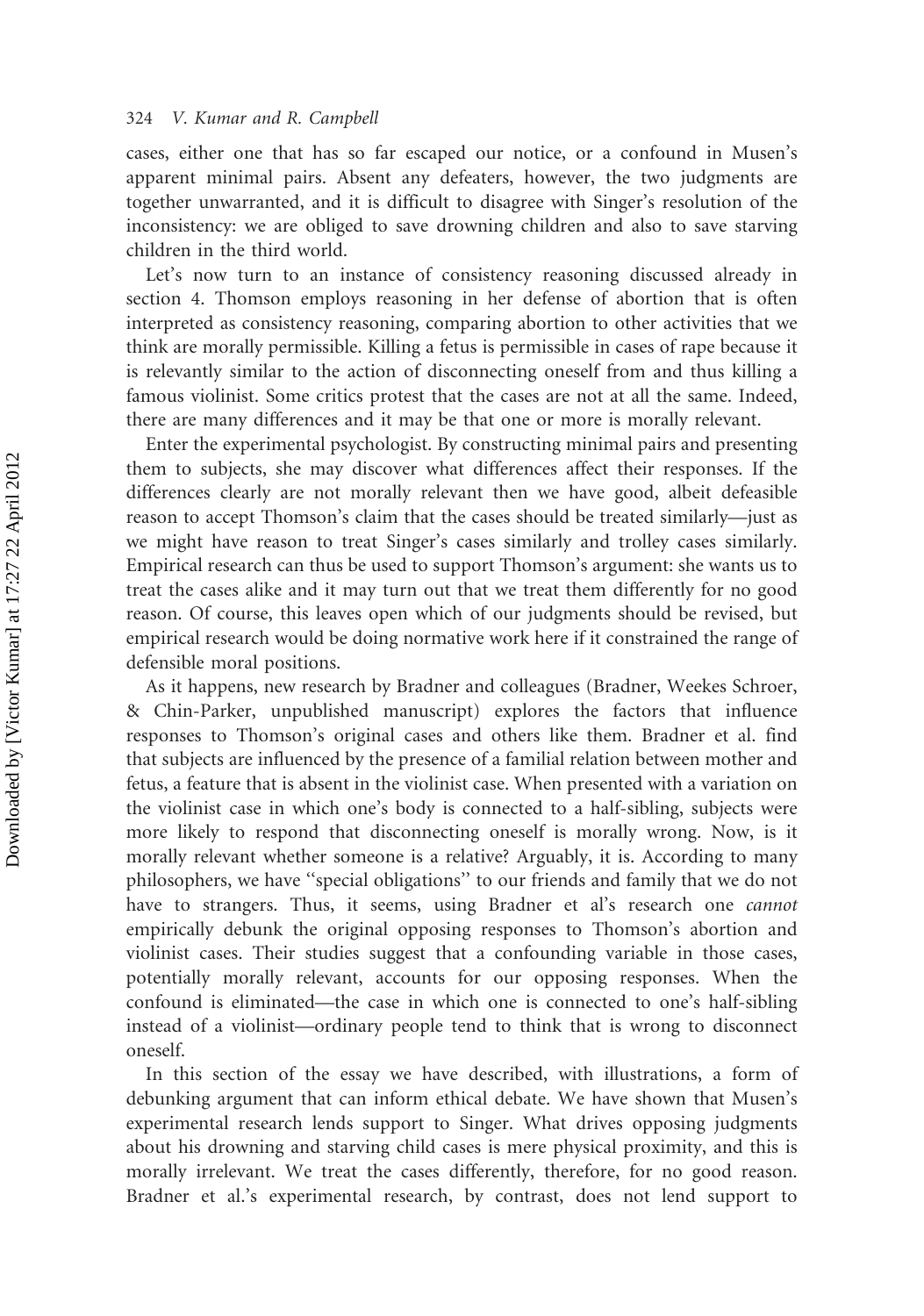cases, either one that has so far escaped our notice, or a confound in Musen's apparent minimal pairs. Absent any defeaters, however, the two judgments are together unwarranted, and it is difficult to disagree with Singer's resolution of the inconsistency: we are obliged to save drowning children and also to save starving children in the third world.

Let's now turn to an instance of consistency reasoning discussed already in section 4. Thomson employs reasoning in her defense of abortion that is often interpreted as consistency reasoning, comparing abortion to other activities that we think are morally permissible. Killing a fetus is permissible in cases of rape because it is relevantly similar to the action of disconnecting oneself from and thus killing a famous violinist. Some critics protest that the cases are not at all the same. Indeed, there are many differences and it may be that one or more is morally relevant.

Enter the experimental psychologist. By constructing minimal pairs and presenting them to subjects, she may discover what differences affect their responses. If the differences clearly are not morally relevant then we have good, albeit defeasible reason to accept Thomson's claim that the cases should be treated similarly—just as we might have reason to treat Singer's cases similarly and trolley cases similarly. Empirical research can thus be used to support Thomson's argument: she wants us to treat the cases alike and it may turn out that we treat them differently for no good reason. Of course, this leaves open which of our judgments should be revised, but empirical research would be doing normative work here if it constrained the range of defensible moral positions.

As it happens, new research by Bradner and colleagues (Bradner, Weekes Schroer, & Chin-Parker, unpublished manuscript) explores the factors that influence responses to Thomson's original cases and others like them. Bradner et al. find that subjects are influenced by the presence of a familial relation between mother and fetus, a feature that is absent in the violinist case. When presented with a variation on the violinist case in which one's body is connected to a half-sibling, subjects were more likely to respond that disconnecting oneself is morally wrong. Now, is it morally relevant whether someone is a relative? Arguably, it is. According to many philosophers, we have "special obligations" to our friends and family that we do not have to strangers. Thus, it seems, using Bradner et al's research one *cannot* empirically debunk the original opposing responses to Thomson's abortion and violinist cases. Their studies suggest that a confounding variable in those cases, potentially morally relevant, accounts for our opposing responses. When the confound is eliminated—the case in which one is connected to one's half-sibling instead of a violinist—ordinary people tend to think that is wrong to disconnect oneself.

In this section of the essay we have described, with illustrations, a form of debunking argument that can inform ethical debate. We have shown that Musen's experimental research lends support to Singer. What drives opposing judgments about his drowning and starving child cases is mere physical proximity, and this is morally irrelevant. We treat the cases differently, therefore, for no good reason. Bradner et al.'s experimental research, by contrast, does not lend support to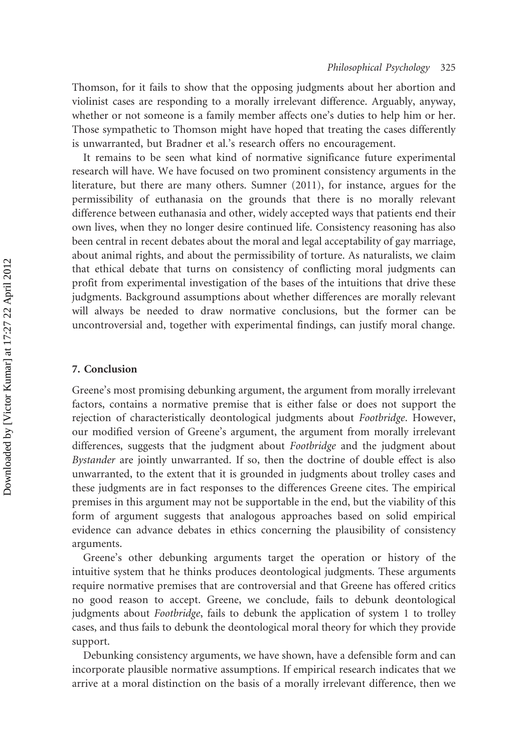Thomson, for it fails to show that the opposing judgments about her abortion and violinist cases are responding to a morally irrelevant difference. Arguably, anyway, whether or not someone is a family member affects one's duties to help him or her. Those sympathetic to Thomson might have hoped that treating the cases differently is unwarranted, but Bradner et al.'s research offers no encouragement.

It remains to be seen what kind of normative significance future experimental research will have. We have focused on two prominent consistency arguments in the literature, but there are many others. Sumner (2011), for instance, argues for the permissibility of euthanasia on the grounds that there is no morally relevant difference between euthanasia and other, widely accepted ways that patients end their own lives, when they no longer desire continued life. Consistency reasoning has also been central in recent debates about the moral and legal acceptability of gay marriage, about animal rights, and about the permissibility of torture. As naturalists, we claim that ethical debate that turns on consistency of conflicting moral judgments can profit from experimental investigation of the bases of the intuitions that drive these judgments. Background assumptions about whether differences are morally relevant will always be needed to draw normative conclusions, but the former can be uncontroversial and, together with experimental findings, can justify moral change.

## 7. Conclusion

Greene's most promising debunking argument, the argument from morally irrelevant factors, contains a normative premise that is either false or does not support the rejection of characteristically deontological judgments about *Footbridge*. However, our modified version of Greene's argument, the argument from morally irrelevant differences, suggests that the judgment about *Footbridge* and the judgment about *Bystander* are jointly unwarranted. If so, then the doctrine of double effect is also unwarranted, to the extent that it is grounded in judgments about trolley cases and these judgments are in fact responses to the differences Greene cites. The empirical premises in this argument may not be supportable in the end, but the viability of this form of argument suggests that analogous approaches based on solid empirical evidence can advance debates in ethics concerning the plausibility of consistency arguments.

Greene's other debunking arguments target the operation or history of the intuitive system that he thinks produces deontological judgments. These arguments require normative premises that are controversial and that Greene has offered critics no good reason to accept. Greene, we conclude, fails to debunk deontological judgments about *Footbridge*, fails to debunk the application of system 1 to trolley cases, and thus fails to debunk the deontological moral theory for which they provide support.

Debunking consistency arguments, we have shown, have a defensible form and can incorporate plausible normative assumptions. If empirical research indicates that we arrive at a moral distinction on the basis of a morally irrelevant difference, then we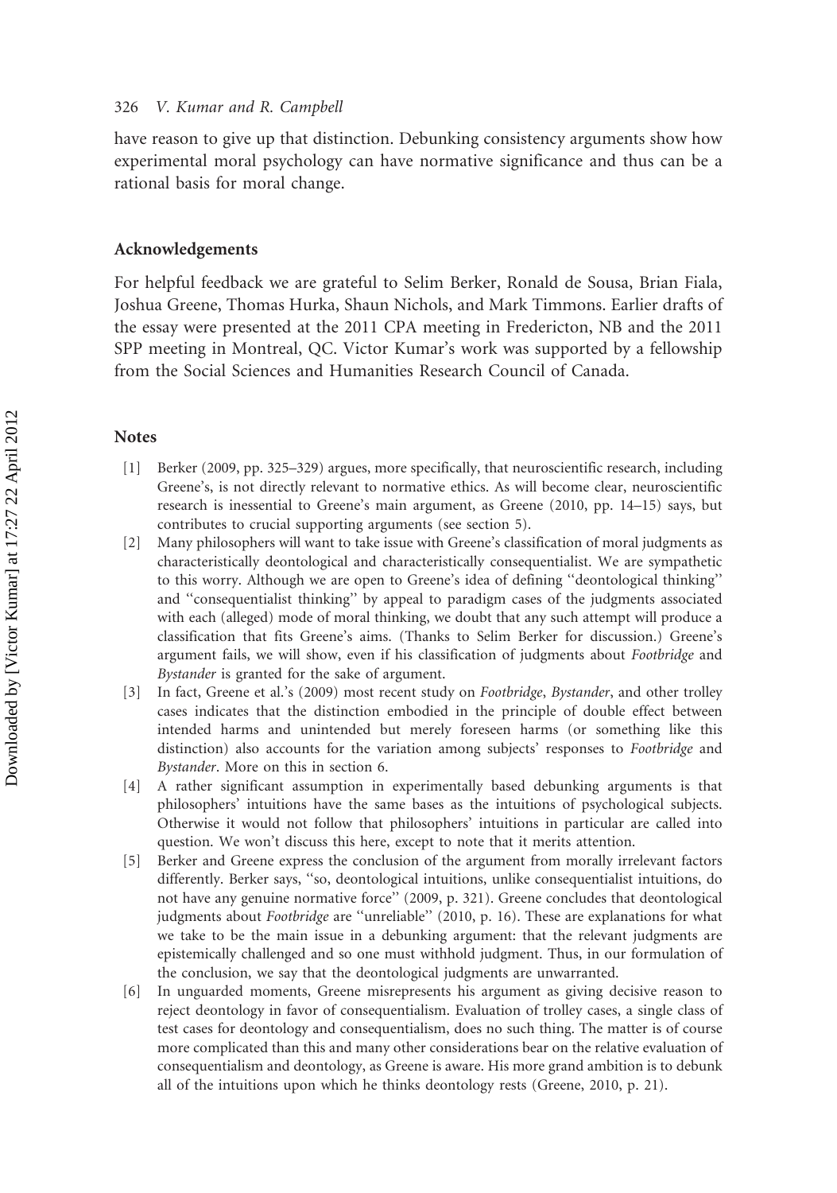have reason to give up that distinction. Debunking consistency arguments show how experimental moral psychology can have normative significance and thus can be a rational basis for moral change.

## Acknowledgements

For helpful feedback we are grateful to Selim Berker, Ronald de Sousa, Brian Fiala, Joshua Greene, Thomas Hurka, Shaun Nichols, and Mark Timmons. Earlier drafts of the essay were presented at the 2011 CPA meeting in Fredericton, NB and the 2011 SPP meeting in Montreal, QC. Victor Kumar's work was supported by a fellowship from the Social Sciences and Humanities Research Council of Canada.

## Notes

[1] Berker (2009, pp. 325–329) argues, more specifically, that neuroscientific research, including Greene's, is not directly relevant to normative ethics. As will become clear, neuroscientific research is inessential to Greene's main argument, as Greene (2010, pp. 14–15) says, but contributes to crucial supporting arguments (see section 5).

[2] Many philosophers will want to take issue with Greene's classification of moral judgments as characteristically deontological and characteristically consequentialist. We are sympathetic to this worry. Although we are open to Greene's idea of defining ''deontological thinking'' and ''consequentialist thinking'' by appeal to paradigm cases of the judgments associated with each (alleged) mode of moral thinking, we doubt that any such attempt will produce a classification that fits Greene's aims. (Thanks to Selim Berker for discussion.) Greene's argument fails, we will show, even if his classification of judgments about *Footbridge* and *Bystander* is granted for the sake of argument.

[3] In fact, Greene et al.'s (2009) most recent study on *Footbridge*, *Bystander*, and other trolley cases indicates that the distinction embodied in the principle of double effect between intended harms and unintended but merely foreseen harms (or something like this distinction) also accounts for the variation among subjects' responses to *Footbridge* and *Bystander*. More on this in section 6.

[4] A rather significant assumption in experimentally based debunking arguments is that philosophers' intuitions have the same bases as the intuitions of psychological subjects. Otherwise it would not follow that philosophers' intuitions in particular are called into question. We won't discuss this here, except to note that it merits attention.

[5] Berker and Greene express the conclusion of the argument from morally irrelevant factors differently. Berker says, ''so, deontological intuitions, unlike consequentialist intuitions, do not have any genuine normative force'' (2009, p. 321). Greene concludes that deontological judgments about *Footbridge* are ''unreliable'' (2010, p. 16). These are explanations for what we take to be the main issue in a debunking argument: that the relevant judgments are epistemically challenged and so one must withhold judgment. Thus, in our formulation of the conclusion, we say that the deontological judgments are unwarranted.

[6] In unguarded moments, Greene misrepresents his argument as giving decisive reason to reject deontology in favor of consequentialism. Evaluation of trolley cases, a single class of test cases for deontology and consequentialism, does no such thing. The matter is of course more complicated than this and many other considerations bear on the relative evaluation of consequentialism and deontology, as Greene is aware. His more grand ambition is to debunk all of the intuitions upon which he thinks deontology rests (Greene, 2010, p. 21).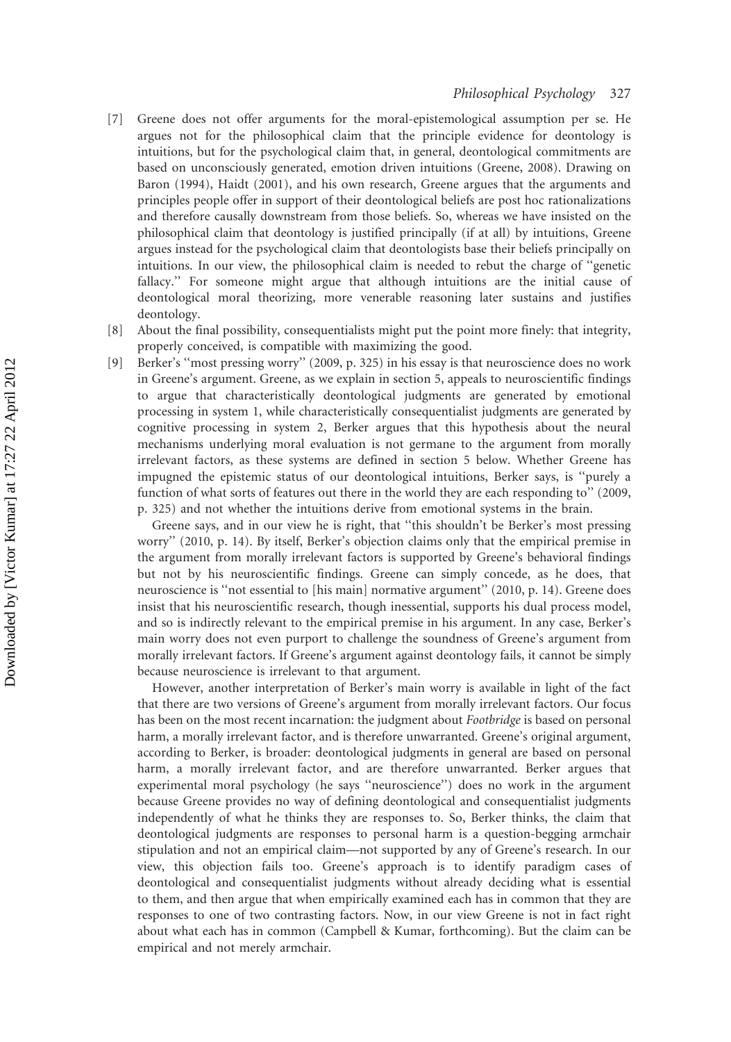[7] Greene does not offer arguments for the moral-epistemological assumption per se. He argues not for the philosophical claim that the principle evidence for deontology is intuitions, but for the psychological claim that, in general, deontological commitments are based on unconsciously generated, emotion driven intuitions (Greene, 2008). Drawing on Baron (1994), Haidt (2001), and his own research, Greene argues that the arguments and principles people offer in support of their deontological beliefs are post hoc rationalizations and therefore causally downstream from those beliefs. So, whereas we have insisted on the philosophical claim that deontology is justified principally (if at all) by intuitions, Greene argues instead for the psychological claim that deontologists base their beliefs principally on intuitions. In our view, the philosophical claim is needed to rebut the charge of ''genetic fallacy.'' For someone might argue that although intuitions are the initial cause of deontological moral theorizing, more venerable reasoning later sustains and justifies deontology.

[8] About the final possibility, consequentialists might put the point more finely: that integrity, properly conceived, is compatible with maximizing the good.

[9] Berker's ''most pressing worry'' (2009, p. 325) in his essay is that neuroscience does no work in Greene's argument. Greene, as we explain in section 5, appeals to neuroscientific findings to argue that characteristically deontological judgments are generated by emotional processing in system 1, while characteristically consequentialist judgments are generated by cognitive processing in system 2, Berker argues that this hypothesis about the neural mechanisms underlying moral evaluation is not germane to the argument from morally irrelevant factors, as these systems are defined in section 5 below. Whether Greene has impugned the epistemic status of our deontological intuitions, Berker says, is ''purely a function of what sorts of features out there in the world they are each responding to'' (2009, p. 325) and not whether the intuitions derive from emotional systems in the brain.

Greene says, and in our view he is right, that ''this shouldn't be Berker's most pressing worry'' (2010, p. 14). By itself, Berker's objection claims only that the empirical premise in the argument from morally irrelevant factors is supported by Greene's behavioral findings but not by his neuroscientific findings. Greene can simply concede, as he does, that neuroscience is ''not essential to [his main] normative argument'' (2010, p. 14). Greene does insist that his neuroscientific research, though inessential, supports his dual process model, and so is indirectly relevant to the empirical premise in his argument. In any case, Berker's main worry does not even purport to challenge the soundness of Greene's argument from morally irrelevant factors. If Greene's argument against deontology fails, it cannot be simply because neuroscience is irrelevant to that argument.

However, another interpretation of Berker's main worry is available in light of the fact that there are two versions of Greene's argument from morally irrelevant factors. Our focus has been on the most recent incarnation: the judgment about *Footbridge* is based on personal harm, a morally irrelevant factor, and is therefore unwarranted. Greene's original argument, according to Berker, is broader: deontological judgments in general are based on personal harm, a morally irrelevant factor, and are therefore unwarranted. Berker argues that experimental moral psychology (he says ''neuroscience'') does no work in the argument because Greene provides no way of defining deontological and consequentialist judgments independently of what he thinks they are responses to. So, Berker thinks, the claim that deontological judgments are responses to personal harm is a question-begging armchair stipulation and not an empirical claim—not supported by any of Greene's research. In our view, this objection fails too. Greene's approach is to identify paradigm cases of deontological and consequentialist judgments without already deciding what is essential to them, and then argue that when empirically examined each has in common that they are responses to one of two contrasting factors. Now, in our view Greene is not in fact right about what each has in common (Campbell & Kumar, forthcoming). But the claim can be empirical and not merely armchair.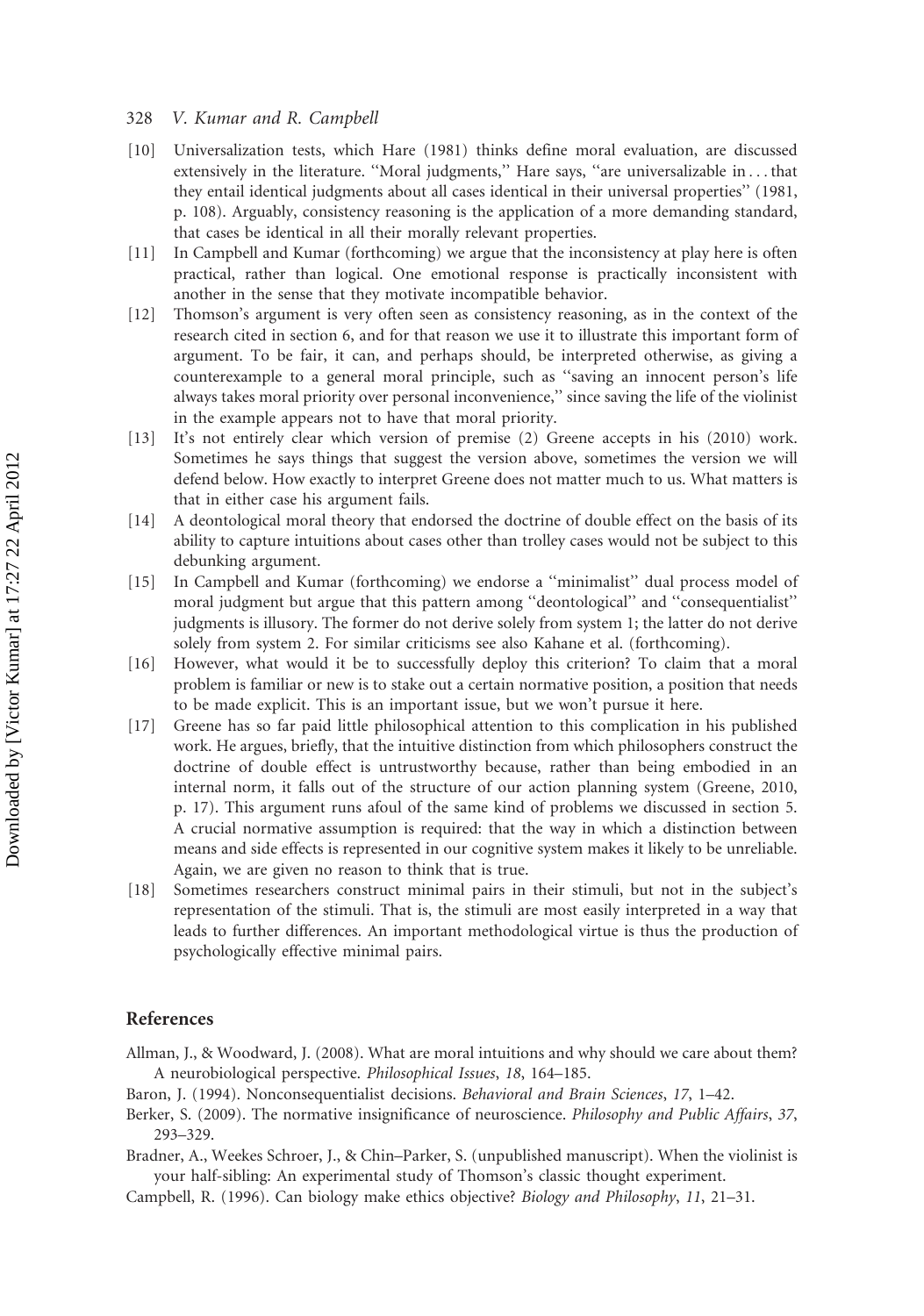[10] Universalization tests, which Hare (1981) thinks define moral evaluation, are discussed extensively in the literature. ''Moral judgments,'' Hare says, ''are universalizable in . . . that they entail identical judgments about all cases identical in their universal properties'' (1981, p. 108). Arguably, consistency reasoning is the application of a more demanding standard, that cases be identical in all their morally relevant properties.

[11] In Campbell and Kumar (forthcoming) we argue that the inconsistency at play here is often practical, rather than logical. One emotional response is practically inconsistent with another in the sense that they motivate incompatible behavior.

[12] Thomson's argument is very often seen as consistency reasoning, as in the context of the research cited in section 6, and for that reason we use it to illustrate this important form of argument. To be fair, it can, and perhaps should, be interpreted otherwise, as giving a counterexample to a general moral principle, such as ''saving an innocent person's life always takes moral priority over personal inconvenience,'' since saving the life of the violinist in the example appears not to have that moral priority.

[13] It's not entirely clear which version of premise (2) Greene accepts in his (2010) work. Sometimes he says things that suggest the version above, sometimes the version we will defend below. How exactly to interpret Greene does not matter much to us. What matters is that in either case his argument fails.

[14] A deontological moral theory that endorsed the doctrine of double effect on the basis of its ability to capture intuitions about cases other than trolley cases would not be subject to this debunking argument.

[15] In Campbell and Kumar (forthcoming) we endorse a ''minimalist'' dual process model of moral judgment but argue that this pattern among ''deontological'' and ''consequentialist'' judgments is illusory. The former do not derive solely from system 1; the latter do not derive solely from system 2. For similar criticisms see also Kahane et al. (forthcoming).

[16] However, what would it be to successfully deploy this criterion? To claim that a moral problem is familiar or new is to stake out a certain normative position, a position that needs to be made explicit. This is an important issue, but we won't pursue it here.

[17] Greene has so far paid little philosophical attention to this complication in his published work. He argues, briefly, that the intuitive distinction from which philosophers construct the doctrine of double effect is untrustworthy because, rather than being embodied in an internal norm, it falls out of the structure of our action planning system (Greene, 2010, p. 17). This argument runs afoul of the same kind of problems we discussed in section 5. A crucial normative assumption is required: that the way in which a distinction between means and side effects is represented in our cognitive system makes it likely to be unreliable. Again, we are given no reason to think that is true.

[18] Sometimes researchers construct minimal pairs in their stimuli, but not in the subject's representation of the stimuli. That is, the stimuli are most easily interpreted in a way that leads to further differences. An important methodological virtue is thus the production of psychologically effective minimal pairs.

## References

Allman, J., & Woodward, J. (2008). What are moral intuitions and why should we care about them? A neurobiological perspective. *Philosophical Issues*, *18*, 164–185.

Baron, J. (1994). Nonconsequentialist decisions. *Behavioral and Brain Sciences*, *17*, 1–42.

Berker, S. (2009). The normative insignificance of neuroscience. *Philosophy and Public Affairs*, *37*, 293–329.

Bradner, A., Weekes Schroer, J., & Chin–Parker, S. (unpublished manuscript). When the violinist is your half-sibling: An experimental study of Thomson's classic thought experiment.

Campbell, R. (1996). Can biology make ethics objective? *Biology and Philosophy*, *11*, 21–31.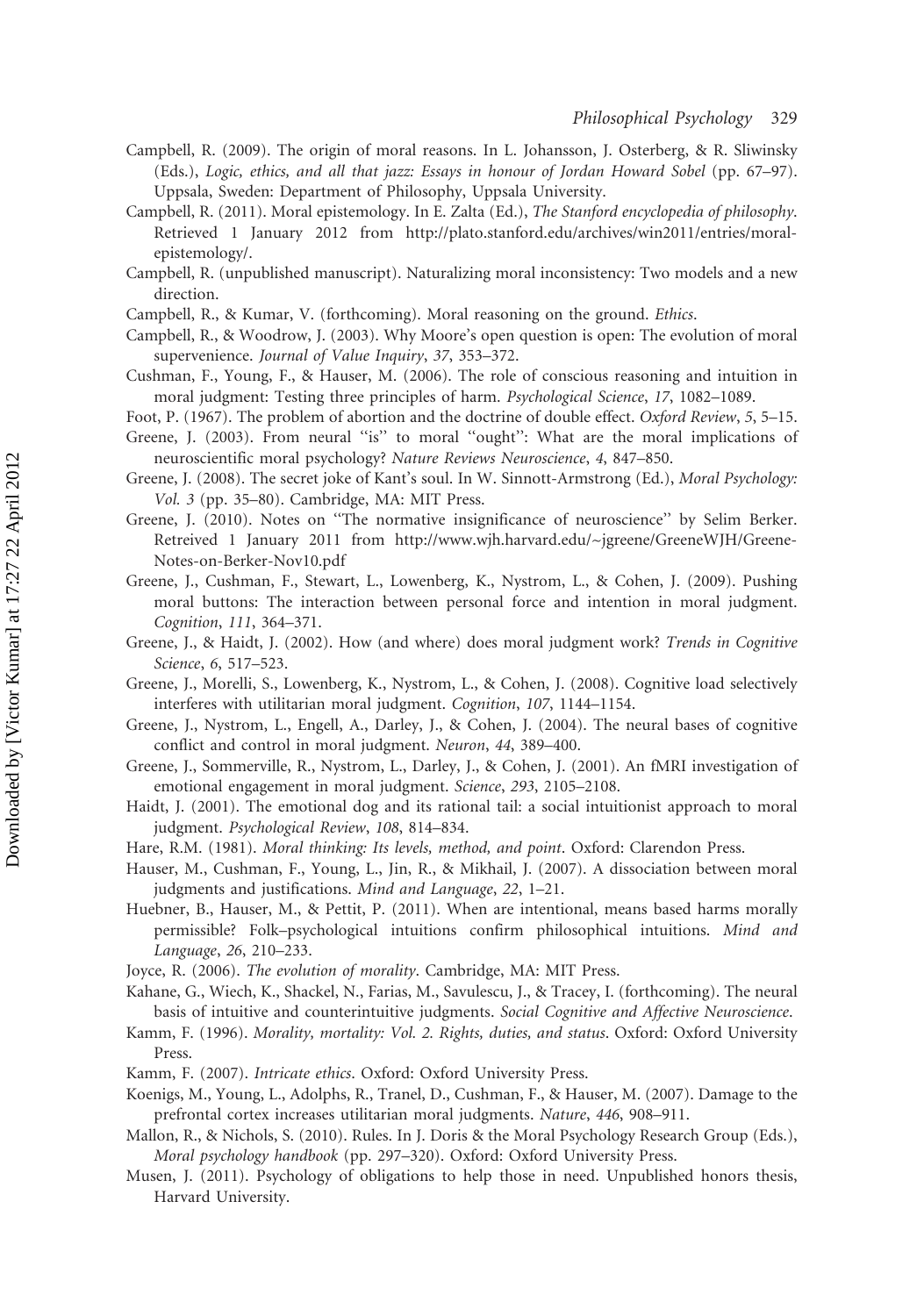Campbell, R. (2009). The origin of moral reasons. In L. Johansson, J. Osterberg, & R. Sliwinsky (Eds.), *Logic, ethics, and all that jazz: Essays in honour of Jordan Howard Sobel* (pp. 67–97). Uppsala, Sweden: Department of Philosophy, Uppsala University.

Campbell, R. (2011). Moral epistemology. In E. Zalta (Ed.), *The Stanford encyclopedia of philosophy*. Retrieved 1 January 2012 from http://plato.stanford.edu/archives/win2011/entries/moral-epistemology/.

Campbell, R. (unpublished manuscript). Naturalizing moral inconsistency: Two models and a new direction.

Campbell, R., & Kumar, V. (forthcoming). Moral reasoning on the ground. *Ethics*.

Campbell, R., & Woodrow, J. (2003). Why Moore's open question is open: The evolution of moral supervenience. *Journal of Value Inquiry*, *37*, 353–372.

Cushman, F., Young, F., & Hauser, M. (2006). The role of conscious reasoning and intuition in moral judgment: Testing three principles of harm. *Psychological Science*, *17*, 1082–1089.

Foot, P. (1967). The problem of abortion and the doctrine of double effect. *Oxford Review*, *5*, 5–15.

Greene, J. (2003). From neural ''is'' to moral ''ought'': What are the moral implications of neuroscientific moral psychology? *Nature Reviews Neuroscience*, *4*, 847–850.

Greene, J. (2008). The secret joke of Kant's soul. In W. Sinnott-Armstrong (Ed.), *Moral Psychology: Vol. 3* (pp. 35–80). Cambridge, MA: MIT Press.

Greene, J. (2010). Notes on ''The normative insignificance of neuroscience'' by Selim Berker. Retreived 1 January 2011 from http://www.wjh.harvard.edu/~jgreene/GreeneWJH/Greene-Notes-on-Berker-Nov10.pdf

Greene, J., Cushman, F., Stewart, L., Lowenberg, K., Nystrom, L., & Cohen, J. (2009). Pushing moral buttons: The interaction between personal force and intention in moral judgment. *Cognition*, *111*, 364–371.

Greene, J., & Haidt, J. (2002). How (and where) does moral judgment work? *Trends in Cognitive Science*, *6*, 517–523.

Greene, J., Morelli, S., Lowenberg, K., Nystrom, L., & Cohen, J. (2008). Cognitive load selectively interferes with utilitarian moral judgment. *Cognition*, *107*, 1144–1154.

Greene, J., Nystrom, L., Engell, A., Darley, J., & Cohen, J. (2004). The neural bases of cognitive conflict and control in moral judgment. *Neuron*, *44*, 389–400.

Greene, J., Sommerville, R., Nystrom, L., Darley, J., & Cohen, J. (2001). An fMRI investigation of emotional engagement in moral judgment. *Science*, *293*, 2105–2108.

Haidt, J. (2001). The emotional dog and its rational tail: a social intuitionist approach to moral judgment. *Psychological Review*, *108*, 814–834.

Hare, R.M. (1981). *Moral thinking: Its levels, method, and point*. Oxford: Clarendon Press.

Hauser, M., Cushman, F., Young, L., Jin, R., & Mikhail, J. (2007). A dissociation between moral judgments and justifications. *Mind and Language*, *22*, 1–21.

Huebner, B., Hauser, M., & Pettit, P. (2011). When are intentional, means based harms morally permissible? Folk–psychological intuitions confirm philosophical intuitions. *Mind and Language*, *26*, 210–233.

Joyce, R. (2006). *The evolution of morality*. Cambridge, MA: MIT Press.

Kahane, G., Wiech, K., Shackel, N., Farias, M., Savulescu, J., & Tracey, I. (forthcoming). The neural basis of intuitive and counterintuitive judgments. *Social Cognitive and Affective Neuroscience*.

Kamm, F. (1996). *Morality, mortality: Vol. 2. Rights, duties, and status*. Oxford: Oxford University Press.

Kamm, F. (2007). *Intricate ethics*. Oxford: Oxford University Press.

Koenigs, M., Young, L., Adolphs, R., Tranel, D., Cushman, F., & Hauser, M. (2007). Damage to the prefrontal cortex increases utilitarian moral judgments. *Nature*, *446*, 908–911.

Mallon, R., & Nichols, S. (2010). Rules. In J. Doris & the Moral Psychology Research Group (Eds.), *Moral psychology handbook* (pp. 297–320). Oxford: Oxford University Press.

Musen, J. (2011). Psychology of obligations to help those in need. Unpublished honors thesis, Harvard University.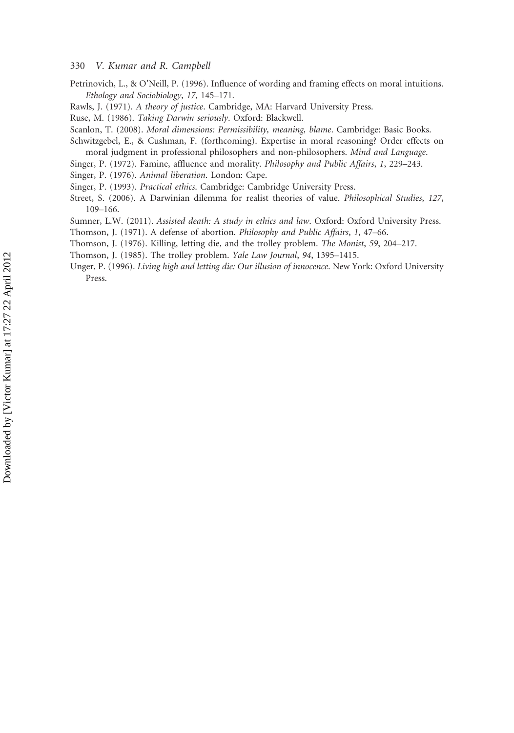Petrinovich, L., & O'Neill, P. (1996). Influence of wording and framing effects on moral intuitions. *Ethology and Sociobiology*, *17*, 145–171.

Rawls, J. (1971). *A theory of justice*. Cambridge, MA: Harvard University Press.

Ruse, M. (1986). *Taking Darwin seriously*. Oxford: Blackwell.

Scanlon, T. (2008). *Moral dimensions: Permissibility, meaning, blame*. Cambridge: Basic Books.

Schwitzgebel, E., & Cushman, F. (forthcoming). Expertise in moral reasoning? Order effects on moral judgment in professional philosophers and non-philosophers. *Mind and Language*.

Singer, P. (1972). Famine, affluence and morality. *Philosophy and Public Affairs*, *1*, 229–243.

Singer, P. (1976). *Animal liberation*. London: Cape.

Singer, P. (1993). *Practical ethics*. Cambridge: Cambridge University Press.

Street, S. (2006). A Darwinian dilemma for realist theories of value. *Philosophical Studies*, *127*, 109–166.

Sumner, L.W. (2011). *Assisted death: A study in ethics and law*. Oxford: Oxford University Press.

Thomson, J. (1971). A defense of abortion. *Philosophy and Public Affairs*, *1*, 47–66.

Thomson, J. (1976). Killing, letting die, and the trolley problem. *The Monist*, *59*, 204–217.

Thomson, J. (1985). The trolley problem. *Yale Law Journal*, *94*, 1395–1415.

Unger, P. (1996). *Living high and letting die: Our illusion of innocence*. New York: Oxford University Press.